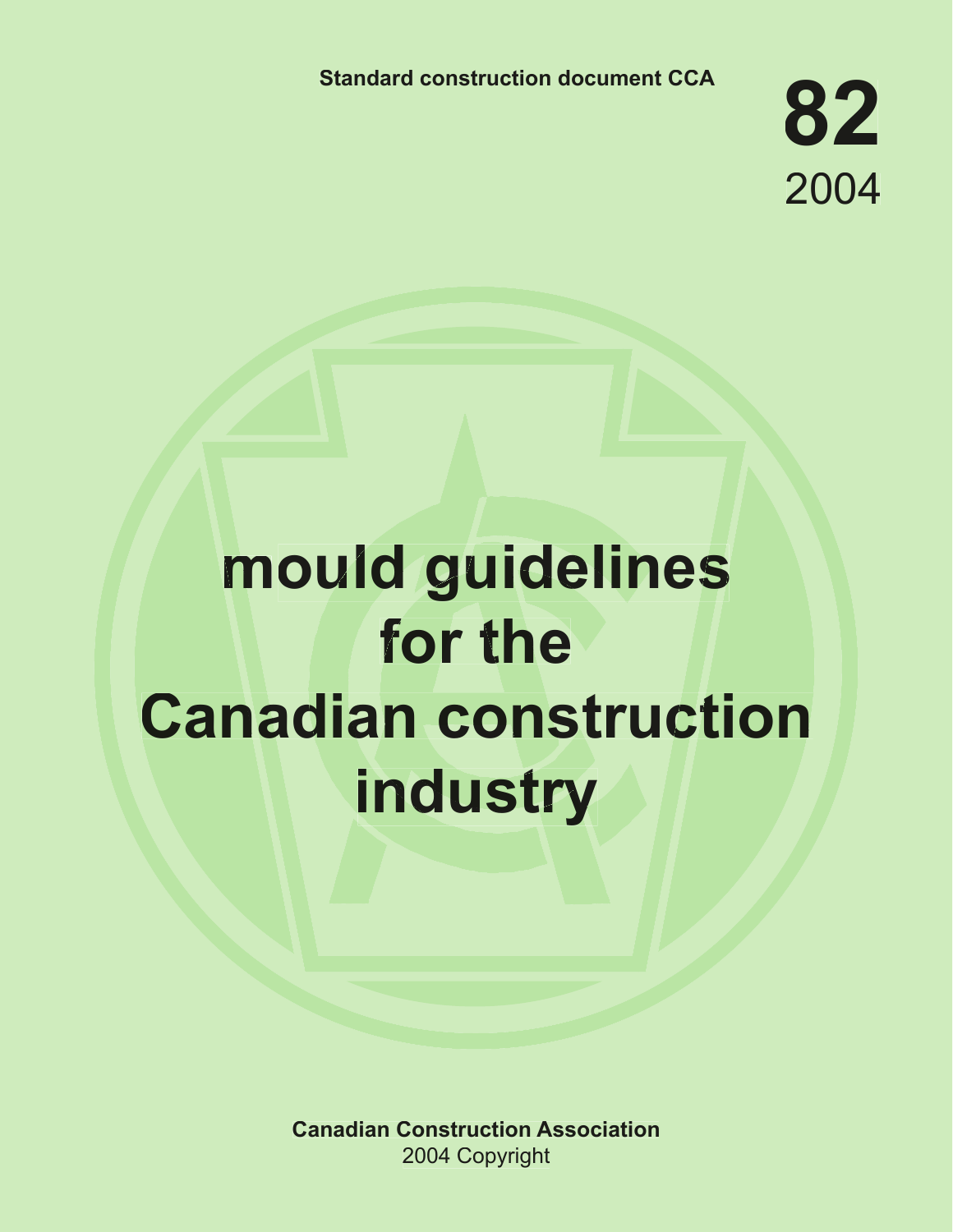Standard construction document CCA

**82**
2004

# mould guidelines for the Canadian construction industry

**Canadian Construction Association**
2004 Copyright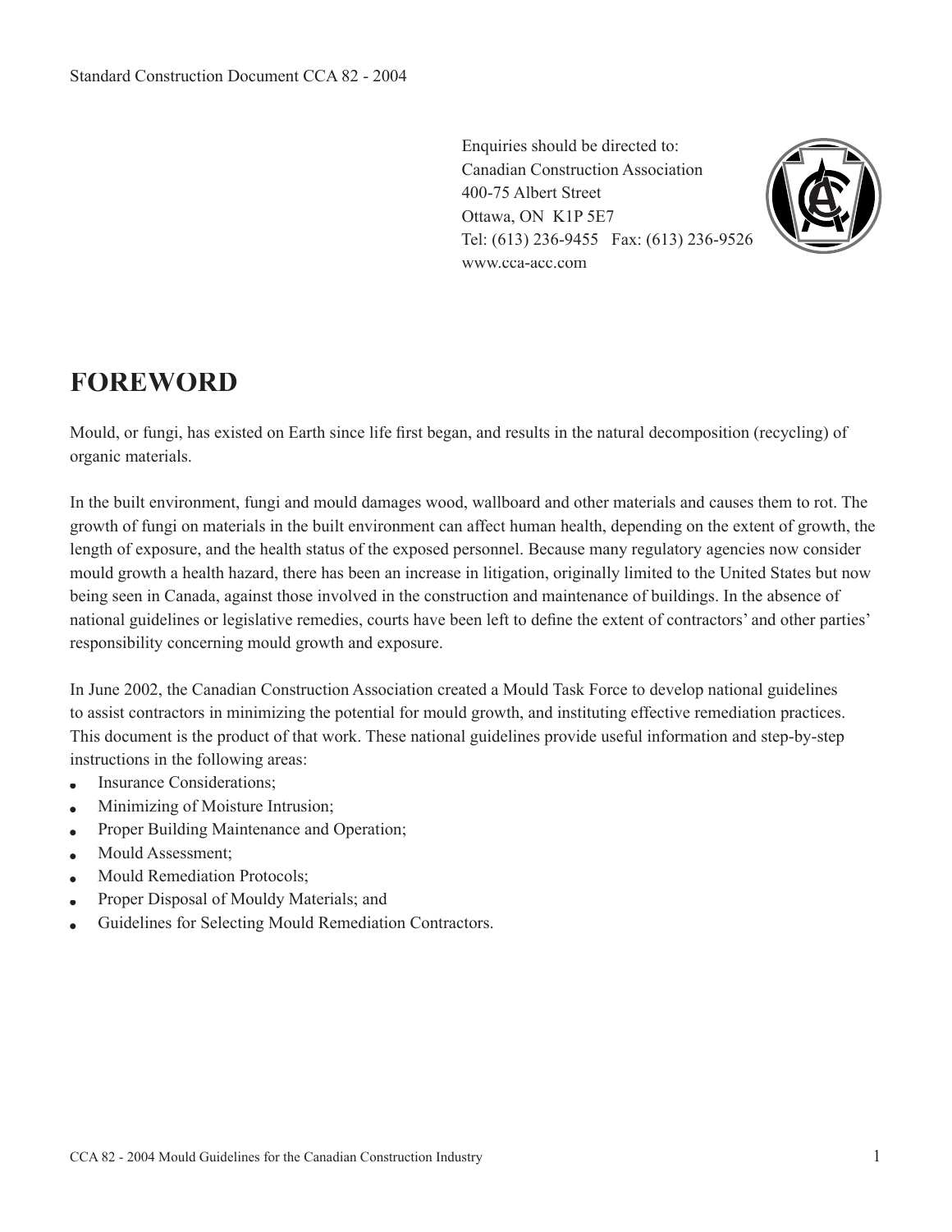Standard Construction Document CCA 82 - 2004

Enquiries should be directed to:
Canadian Construction Association
400-75 Albert Street
Ottawa, ON K1P 5E7
Tel: (613) 236-9455 Fax: (613) 236-9526
www.cca-acc.com

# FOREWORD

Mould, or fungi, has existed on Earth since life first began, and results in the natural decomposition (recycling) of organic materials.

In the built environment, fungi and mould damages wood, wallboard and other materials and causes them to rot. The growth of fungi on materials in the built environment can affect human health, depending on the extent of growth, the length of exposure, and the health status of the exposed personnel. Because many regulatory agencies now consider mould growth a health hazard, there has been an increase in litigation, originally limited to the United States but now being seen in Canada, against those involved in the construction and maintenance of buildings. In the absence of national guidelines or legislative remedies, courts have been left to define the extent of contractors' and other parties' responsibility concerning mould growth and exposure.

In June 2002, the Canadian Construction Association created a Mould Task Force to develop national guidelines to assist contractors in minimizing the potential for mould growth, and instituting effective remediation practices. This document is the product of that work. These national guidelines provide useful information and step-by-step instructions in the following areas:

- Insurance Considerations;
- Minimizing of Moisture Intrusion;
- Proper Building Maintenance and Operation;
- Mould Assessment;
- Mould Remediation Protocols;
- Proper Disposal of Mouldy Materials; and
- Guidelines for Selecting Mould Remediation Contractors.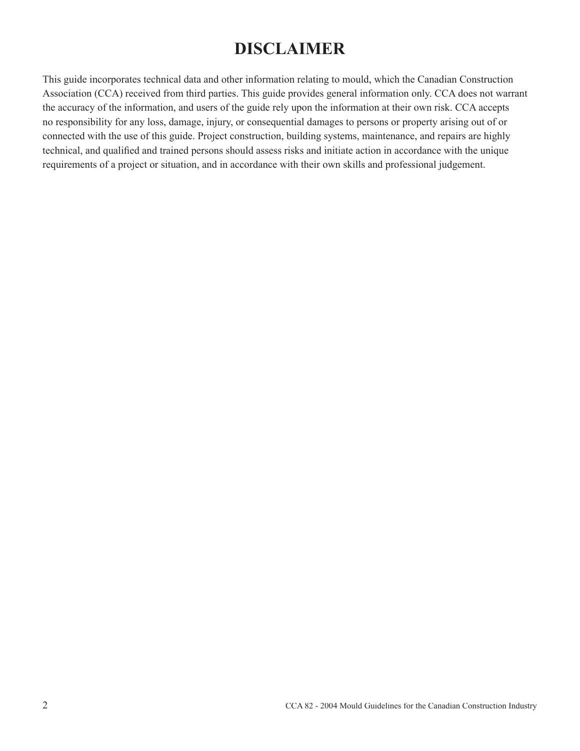# DISCLAIMER

This guide incorporates technical data and other information relating to mould, which the Canadian Construction Association (CCA) received from third parties. This guide provides general information only. CCA does not warrant the accuracy of the information, and users of the guide rely upon the information at their own risk. CCA accepts no responsibility for any loss, damage, injury, or consequential damages to persons or property arising out of or connected with the use of this guide. Project construction, building systems, maintenance, and repairs are highly technical, and qualified and trained persons should assess risks and initiate action in accordance with the unique requirements of a project or situation, and in accordance with their own skills and professional judgement.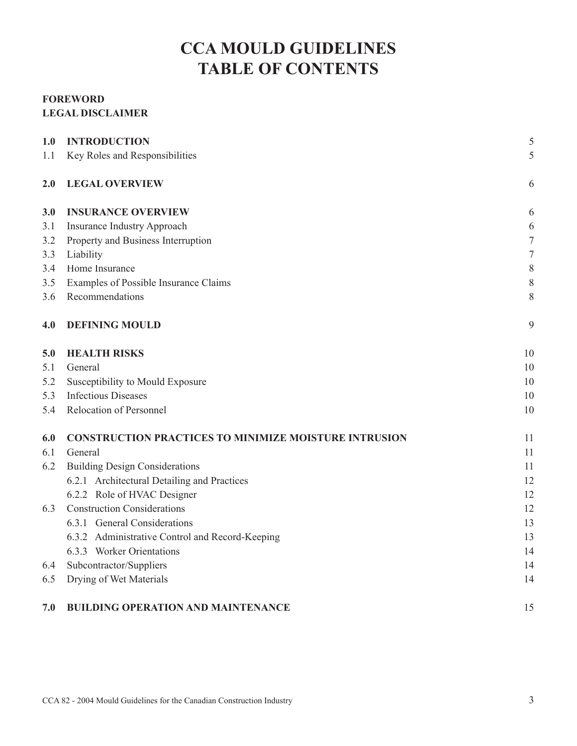# CCA MOULD GUIDELINES
# TABLE OF CONTENTS

**FOREWORD**
**LEGAL DISCLAIMER**

| | | |
|---|---|---|
| **1.0** | **INTRODUCTION** | 5 |
| 1.1 | Key Roles and Responsibilities | 5 |
| **2.0** | **LEGAL OVERVIEW** | 6 |
| **3.0** | **INSURANCE OVERVIEW** | 6 |
| 3.1 | Insurance Industry Approach | 6 |
| 3.2 | Property and Business Interruption | 7 |
| 3.3 | Liability | 7 |
| 3.4 | Home Insurance | 8 |
| 3.5 | Examples of Possible Insurance Claims | 8 |
| 3.6 | Recommendations | 8 |
| **4.0** | **DEFINING MOULD** | 9 |
| **5.0** | **HEALTH RISKS** | 10 |
| 5.1 | General | 10 |
| 5.2 | Susceptibility to Mould Exposure | 10 |
| 5.3 | Infectious Diseases | 10 |
| 5.4 | Relocation of Personnel | 10 |
| **6.0** | **CONSTRUCTION PRACTICES TO MINIMIZE MOISTURE INTRUSION** | 11 |
| 6.1 | General | 11 |
| 6.2 | Building Design Considerations | 11 |
| | 6.2.1 Architectural Detailing and Practices | 12 |
| | 6.2.2 Role of HVAC Designer | 12 |
| 6.3 | Construction Considerations | 12 |
| | 6.3.1 General Considerations | 13 |
| | 6.3.2 Administrative Control and Record-Keeping | 13 |
| | 6.3.3 Worker Orientations | 14 |
| 6.4 | Subcontractor/Suppliers | 14 |
| 6.5 | Drying of Wet Materials | 14 |
| **7.0** | **BUILDING OPERATION AND MAINTENANCE** | 15 |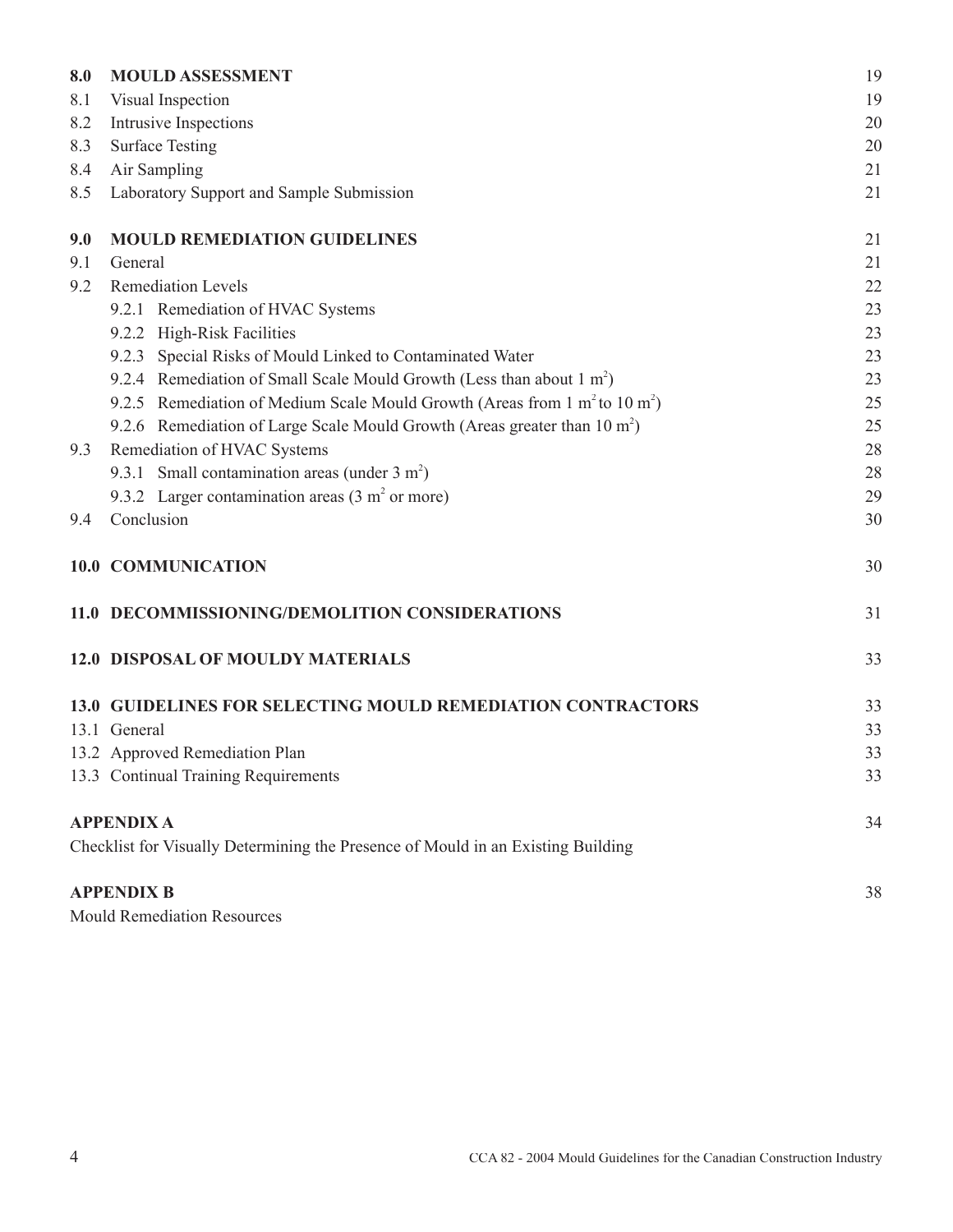| | | |
|---|---|---|
| **8.0** | **MOULD ASSESSMENT** | 19 |
| 8.1 | Visual Inspection | 19 |
| 8.2 | Intrusive Inspections | 20 |
| 8.3 | Surface Testing | 20 |
| 8.4 | Air Sampling | 21 |
| 8.5 | Laboratory Support and Sample Submission | 21 |
| **9.0** | **MOULD REMEDIATION GUIDELINES** | 21 |
| 9.1 | General | 21 |
| 9.2 | Remediation Levels | 22 |
| | 9.2.1 Remediation of HVAC Systems | 23 |
| | 9.2.2 High-Risk Facilities | 23 |
| | 9.2.3 Special Risks of Mould Linked to Contaminated Water | 23 |
| | 9.2.4 Remediation of Small Scale Mould Growth (Less than about 1 $m^2$) | 23 |
| | 9.2.5 Remediation of Medium Scale Mould Growth (Areas from 1 $m^2$ to 10 $m^2$) | 25 |
| | 9.2.6 Remediation of Large Scale Mould Growth (Areas greater than 10 $m^2$) | 25 |
| 9.3 | Remediation of HVAC Systems | 28 |
| | 9.3.1 Small contamination areas (under 3 $m^2$) | 28 |
| | 9.3.2 Larger contamination areas (3 $m^2$ or more) | 29 |
| 9.4 | Conclusion | 30 |
| **10.0** | **COMMUNICATION** | 30 |
| **11.0** | **DECOMMISSIONING/DEMOLITION CONSIDERATIONS** | 31 |
| **12.0** | **DISPOSAL OF MOULDY MATERIALS** | 33 |
| **13.0** | **GUIDELINES FOR SELECTING MOULD REMEDIATION CONTRACTORS** | 33 |
| 13.1 | General | 33 |
| 13.2 | Approved Remediation Plan | 33 |
| 13.3 | Continual Training Requirements | 33 |
| **APPENDIX A** | Checklist for Visually Determining the Presence of Mould in an Existing Building | 34 |
| **APPENDIX B** | Mould Remediation Resources | 38 |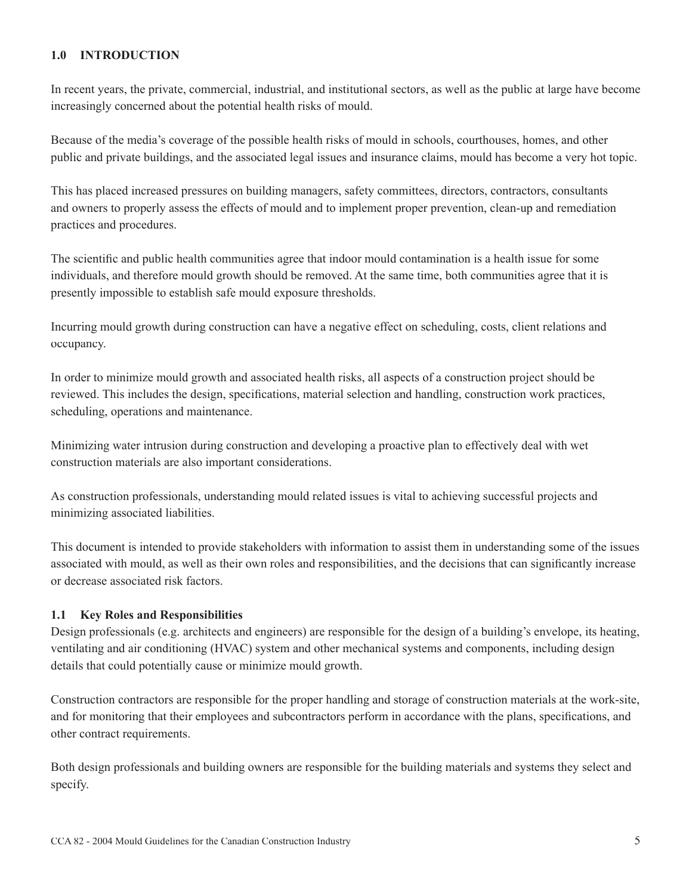## 1.0 INTRODUCTION

In recent years, the private, commercial, industrial, and institutional sectors, as well as the public at large have become increasingly concerned about the potential health risks of mould.

Because of the media's coverage of the possible health risks of mould in schools, courthouses, homes, and other public and private buildings, and the associated legal issues and insurance claims, mould has become a very hot topic.

This has placed increased pressures on building managers, safety committees, directors, contractors, consultants and owners to properly assess the effects of mould and to implement proper prevention, clean-up and remediation practices and procedures.

The scientific and public health communities agree that indoor mould contamination is a health issue for some individuals, and therefore mould growth should be removed. At the same time, both communities agree that it is presently impossible to establish safe mould exposure thresholds.

Incurring mould growth during construction can have a negative effect on scheduling, costs, client relations and occupancy.

In order to minimize mould growth and associated health risks, all aspects of a construction project should be reviewed. This includes the design, specifications, material selection and handling, construction work practices, scheduling, operations and maintenance.

Minimizing water intrusion during construction and developing a proactive plan to effectively deal with wet construction materials are also important considerations.

As construction professionals, understanding mould related issues is vital to achieving successful projects and minimizing associated liabilities.

This document is intended to provide stakeholders with information to assist them in understanding some of the issues associated with mould, as well as their own roles and responsibilities, and the decisions that can significantly increase or decrease associated risk factors.

### 1.1 Key Roles and Responsibilities

Design professionals (e.g. architects and engineers) are responsible for the design of a building's envelope, its heating, ventilating and air conditioning (HVAC) system and other mechanical systems and components, including design details that could potentially cause or minimize mould growth.

Construction contractors are responsible for the proper handling and storage of construction materials at the work-site, and for monitoring that their employees and subcontractors perform in accordance with the plans, specifications, and other contract requirements.

Both design professionals and building owners are responsible for the building materials and systems they select and specify.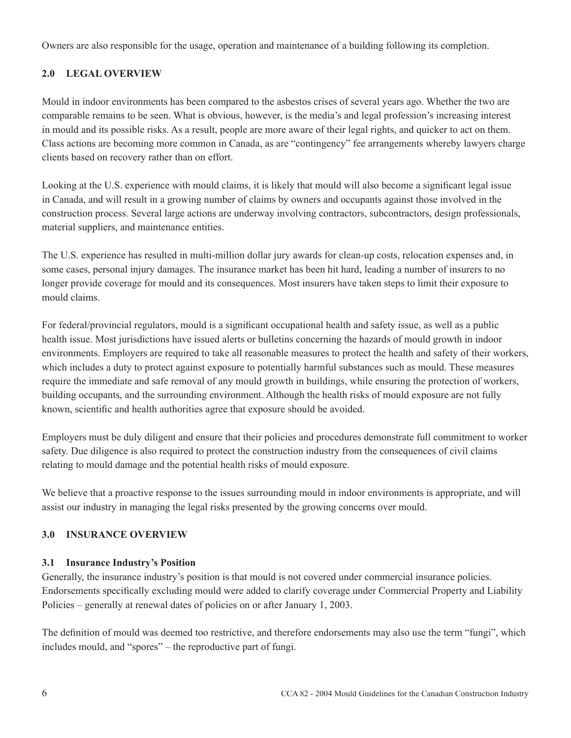Owners are also responsible for the usage, operation and maintenance of a building following its completion.

## 2.0 LEGAL OVERVIEW

Mould in indoor environments has been compared to the asbestos crises of several years ago. Whether the two are comparable remains to be seen. What is obvious, however, is the media's and legal profession's increasing interest in mould and its possible risks. As a result, people are more aware of their legal rights, and quicker to act on them. Class actions are becoming more common in Canada, as are "contingency" fee arrangements whereby lawyers charge clients based on recovery rather than on effort.

Looking at the U.S. experience with mould claims, it is likely that mould will also become a significant legal issue in Canada, and will result in a growing number of claims by owners and occupants against those involved in the construction process. Several large actions are underway involving contractors, subcontractors, design professionals, material suppliers, and maintenance entities.

The U.S. experience has resulted in multi-million dollar jury awards for clean-up costs, relocation expenses and, in some cases, personal injury damages. The insurance market has been hit hard, leading a number of insurers to no longer provide coverage for mould and its consequences. Most insurers have taken steps to limit their exposure to mould claims.

For federal/provincial regulators, mould is a significant occupational health and safety issue, as well as a public health issue. Most jurisdictions have issued alerts or bulletins concerning the hazards of mould growth in indoor environments. Employers are required to take all reasonable measures to protect the health and safety of their workers, which includes a duty to protect against exposure to potentially harmful substances such as mould. These measures require the immediate and safe removal of any mould growth in buildings, while ensuring the protection of workers, building occupants, and the surrounding environment. Although the health risks of mould exposure are not fully known, scientific and health authorities agree that exposure should be avoided.

Employers must be duly diligent and ensure that their policies and procedures demonstrate full commitment to worker safety. Due diligence is also required to protect the construction industry from the consequences of civil claims relating to mould damage and the potential health risks of mould exposure.

We believe that a proactive response to the issues surrounding mould in indoor environments is appropriate, and will assist our industry in managing the legal risks presented by the growing concerns over mould.

## 3.0 INSURANCE OVERVIEW

### 3.1 Insurance Industry's Position

Generally, the insurance industry's position is that mould is not covered under commercial insurance policies. Endorsements specifically excluding mould were added to clarify coverage under Commercial Property and Liability Policies – generally at renewal dates of policies on or after January 1, 2003.

The definition of mould was deemed too restrictive, and therefore endorsements may also use the term "fungi", which includes mould, and "spores" – the reproductive part of fungi.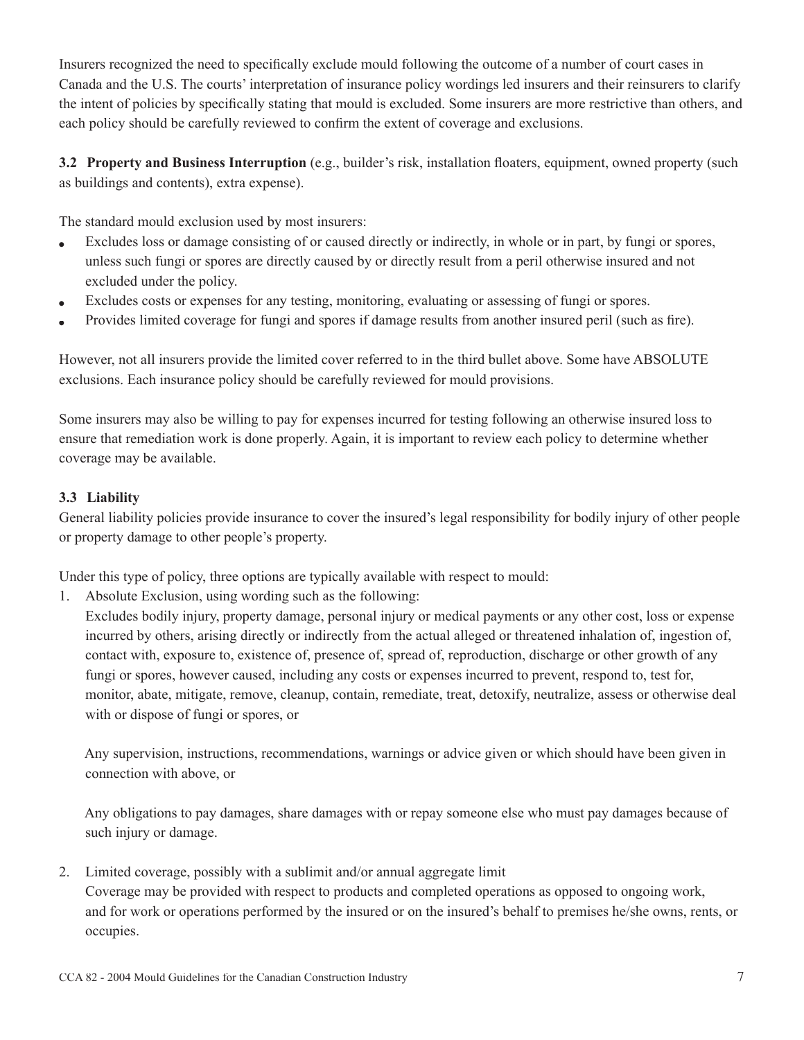Insurers recognized the need to specifically exclude mould following the outcome of a number of court cases in Canada and the U.S. The courts' interpretation of insurance policy wordings led insurers and their reinsurers to clarify the intent of policies by specifically stating that mould is excluded. Some insurers are more restrictive than others, and each policy should be carefully reviewed to confirm the extent of coverage and exclusions.

### 3.2 Property and Business Interruption

**3.2 Property and Business Interruption** (e.g., builder's risk, installation floaters, equipment, owned property (such as buildings and contents), extra expense).

The standard mould exclusion used by most insurers:

- Excludes loss or damage consisting of or caused directly or indirectly, in whole or in part, by fungi or spores, unless such fungi or spores are directly caused by or directly result from a peril otherwise insured and not excluded under the policy.
- Excludes costs or expenses for any testing, monitoring, evaluating or assessing of fungi or spores.
- Provides limited coverage for fungi and spores if damage results from another insured peril (such as fire).

However, not all insurers provide the limited cover referred to in the third bullet above. Some have ABSOLUTE exclusions. Each insurance policy should be carefully reviewed for mould provisions.

Some insurers may also be willing to pay for expenses incurred for testing following an otherwise insured loss to ensure that remediation work is done properly. Again, it is important to review each policy to determine whether coverage may be available.

### 3.3 Liability

General liability policies provide insurance to cover the insured's legal responsibility for bodily injury of other people or property damage to other people's property.

Under this type of policy, three options are typically available with respect to mould:

1. Absolute Exclusion, using wording such as the following:
   Excludes bodily injury, property damage, personal injury or medical payments or any other cost, loss or expense incurred by others, arising directly or indirectly from the actual alleged or threatened inhalation of, ingestion of, contact with, exposure to, existence of, presence of, spread of, reproduction, discharge or other growth of any fungi or spores, however caused, including any costs or expenses incurred to prevent, respond to, test for, monitor, abate, mitigate, remove, cleanup, contain, remediate, treat, detoxify, neutralize, assess or otherwise deal with or dispose of fungi or spores, or

   Any supervision, instructions, recommendations, warnings or advice given or which should have been given in connection with above, or

   Any obligations to pay damages, share damages with or repay someone else who must pay damages because of such injury or damage.

2. Limited coverage, possibly with a sublimit and/or annual aggregate limit
   Coverage may be provided with respect to products and completed operations as opposed to ongoing work, and for work or operations performed by the insured or on the insured's behalf to premises he/she owns, rents, or occupies.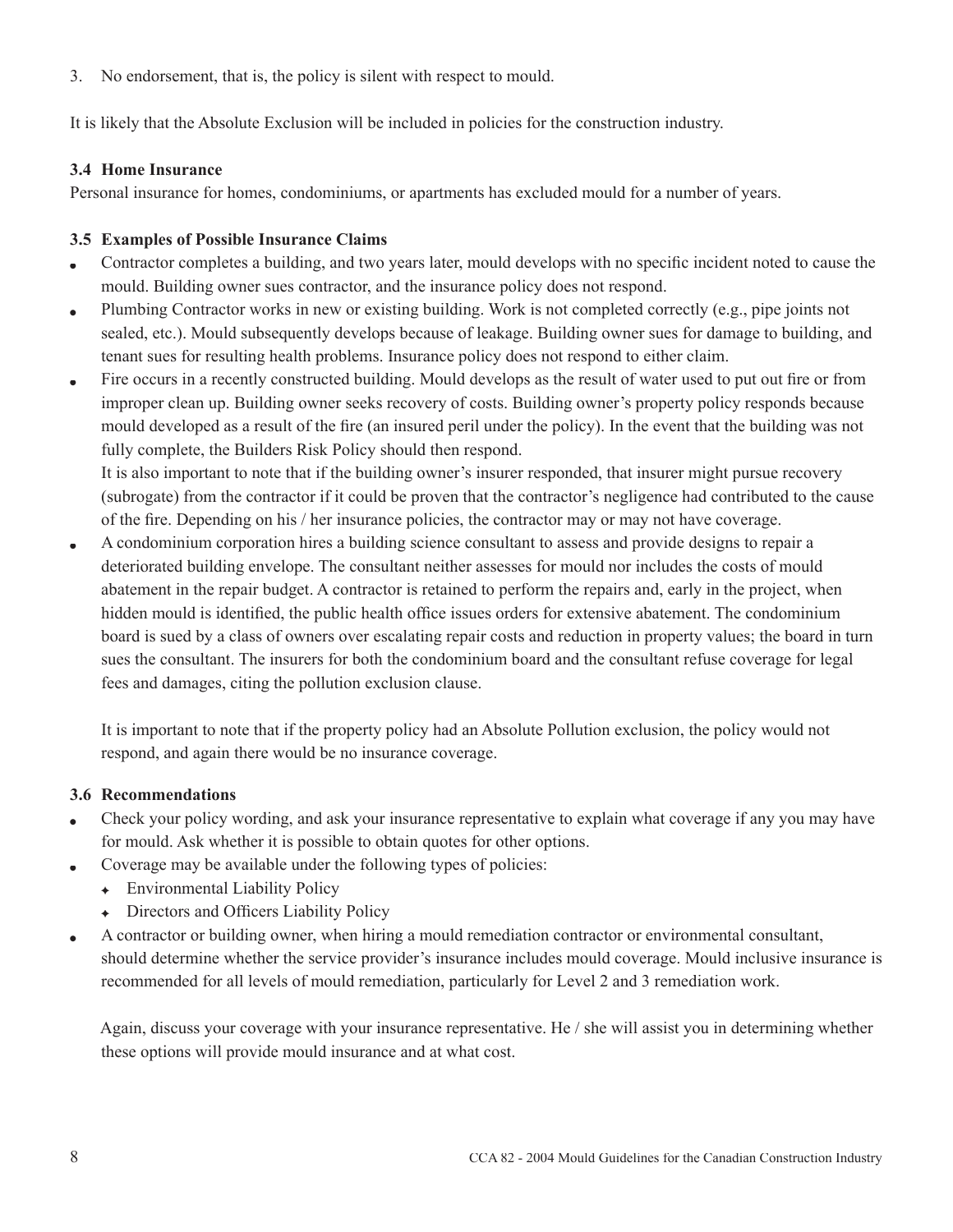3. No endorsement, that is, the policy is silent with respect to mould.

It is likely that the Absolute Exclusion will be included in policies for the construction industry.

### 3.4 Home Insurance

Personal insurance for homes, condominiums, or apartments has excluded mould for a number of years.

### 3.5 Examples of Possible Insurance Claims

- Contractor completes a building, and two years later, mould develops with no specific incident noted to cause the mould. Building owner sues contractor, and the insurance policy does not respond.
- Plumbing Contractor works in new or existing building. Work is not completed correctly (e.g., pipe joints not sealed, etc.). Mould subsequently develops because of leakage. Building owner sues for damage to building, and tenant sues for resulting health problems. Insurance policy does not respond to either claim.
- Fire occurs in a recently constructed building. Mould develops as the result of water used to put out fire or from improper clean up. Building owner seeks recovery of costs. Building owner's property policy responds because mould developed as a result of the fire (an insured peril under the policy). In the event that the building was not fully complete, the Builders Risk Policy should then respond.

  It is also important to note that if the building owner's insurer responded, that insurer might pursue recovery (subrogate) from the contractor if it could be proven that the contractor's negligence had contributed to the cause of the fire. Depending on his / her insurance policies, the contractor may or may not have coverage.
- A condominium corporation hires a building science consultant to assess and provide designs to repair a deteriorated building envelope. The consultant neither assesses for mould nor includes the costs of mould abatement in the repair budget. A contractor is retained to perform the repairs and, early in the project, when hidden mould is identified, the public health office issues orders for extensive abatement. The condominium board is sued by a class of owners over escalating repair costs and reduction in property values; the board in turn sues the consultant. The insurers for both the condominium board and the consultant refuse coverage for legal fees and damages, citing the pollution exclusion clause.

  It is important to note that if the property policy had an Absolute Pollution exclusion, the policy would not respond, and again there would be no insurance coverage.

### 3.6 Recommendations

- Check your policy wording, and ask your insurance representative to explain what coverage if any you may have for mould. Ask whether it is possible to obtain quotes for other options.
- Coverage may be available under the following types of policies:
  - Environmental Liability Policy
  - Directors and Officers Liability Policy
- A contractor or building owner, when hiring a mould remediation contractor or environmental consultant, should determine whether the service provider's insurance includes mould coverage. Mould inclusive insurance is recommended for all levels of mould remediation, particularly for Level 2 and 3 remediation work.

  Again, discuss your coverage with your insurance representative. He / she will assist you in determining whether these options will provide mould insurance and at what cost.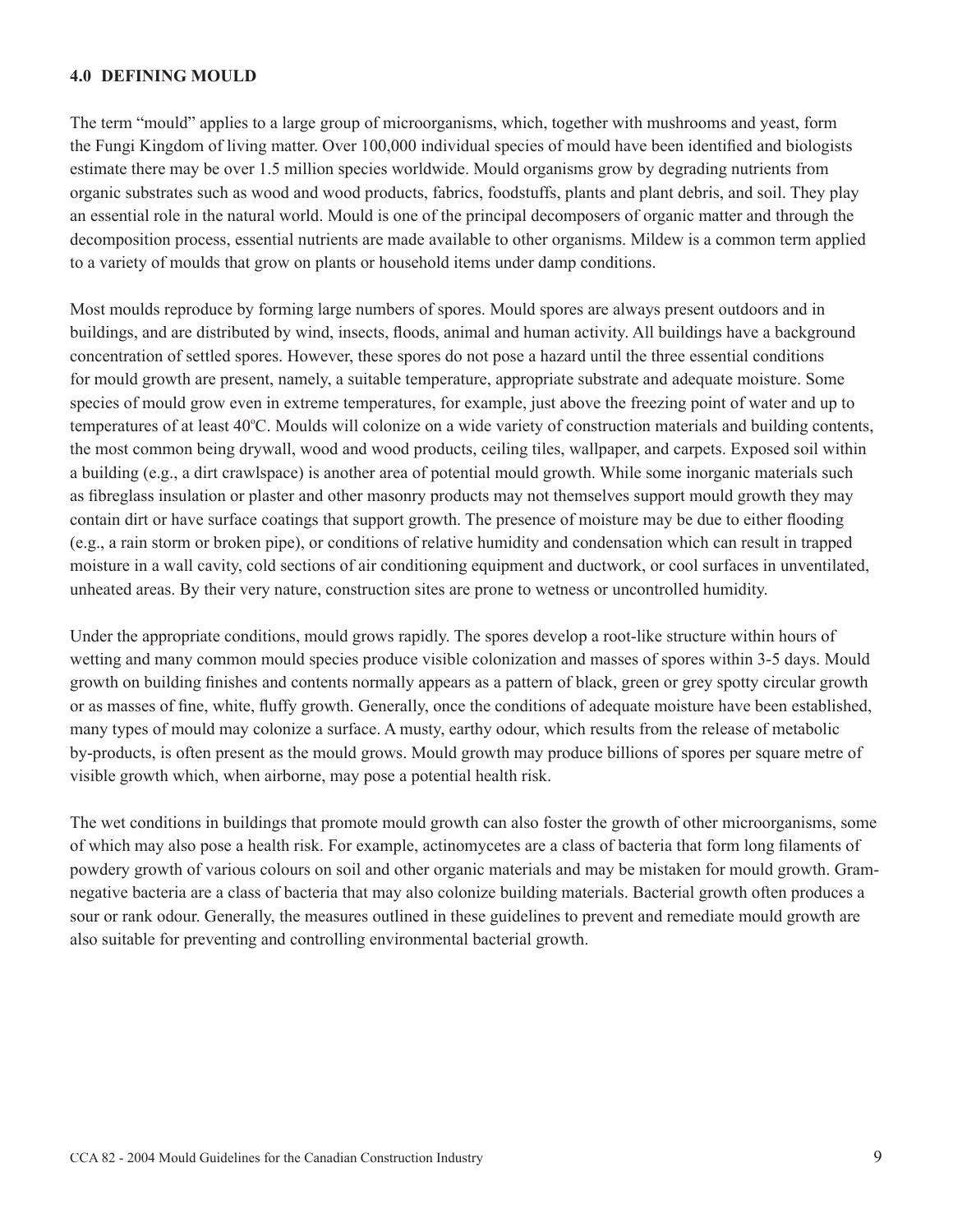## 4.0 DEFINING MOULD

The term "mould" applies to a large group of microorganisms, which, together with mushrooms and yeast, form the Fungi Kingdom of living matter. Over 100,000 individual species of mould have been identified and biologists estimate there may be over 1.5 million species worldwide. Mould organisms grow by degrading nutrients from organic substrates such as wood and wood products, fabrics, foodstuffs, plants and plant debris, and soil. They play an essential role in the natural world. Mould is one of the principal decomposers of organic matter and through the decomposition process, essential nutrients are made available to other organisms. Mildew is a common term applied to a variety of moulds that grow on plants or household items under damp conditions.

Most moulds reproduce by forming large numbers of spores. Mould spores are always present outdoors and in buildings, and are distributed by wind, insects, floods, animal and human activity. All buildings have a background concentration of settled spores. However, these spores do not pose a hazard until the three essential conditions for mould growth are present, namely, a suitable temperature, appropriate substrate and adequate moisture. Some species of mould grow even in extreme temperatures, for example, just above the freezing point of water and up to temperatures of at least 40ºC. Moulds will colonize on a wide variety of construction materials and building contents, the most common being drywall, wood and wood products, ceiling tiles, wallpaper, and carpets. Exposed soil within a building (e.g., a dirt crawlspace) is another area of potential mould growth. While some inorganic materials such as fibreglass insulation or plaster and other masonry products may not themselves support mould growth they may contain dirt or have surface coatings that support growth. The presence of moisture may be due to either flooding (e.g., a rain storm or broken pipe), or conditions of relative humidity and condensation which can result in trapped moisture in a wall cavity, cold sections of air conditioning equipment and ductwork, or cool surfaces in unventilated, unheated areas. By their very nature, construction sites are prone to wetness or uncontrolled humidity.

Under the appropriate conditions, mould grows rapidly. The spores develop a root-like structure within hours of wetting and many common mould species produce visible colonization and masses of spores within 3-5 days. Mould growth on building finishes and contents normally appears as a pattern of black, green or grey spotty circular growth or as masses of fine, white, fluffy growth. Generally, once the conditions of adequate moisture have been established, many types of mould may colonize a surface. A musty, earthy odour, which results from the release of metabolic by-products, is often present as the mould grows. Mould growth may produce billions of spores per square metre of visible growth which, when airborne, may pose a potential health risk.

The wet conditions in buildings that promote mould growth can also foster the growth of other microorganisms, some of which may also pose a health risk. For example, actinomycetes are a class of bacteria that form long filaments of powdery growth of various colours on soil and other organic materials and may be mistaken for mould growth. Gram-negative bacteria are a class of bacteria that may also colonize building materials. Bacterial growth often produces a sour or rank odour. Generally, the measures outlined in these guidelines to prevent and remediate mould growth are also suitable for preventing and controlling environmental bacterial growth.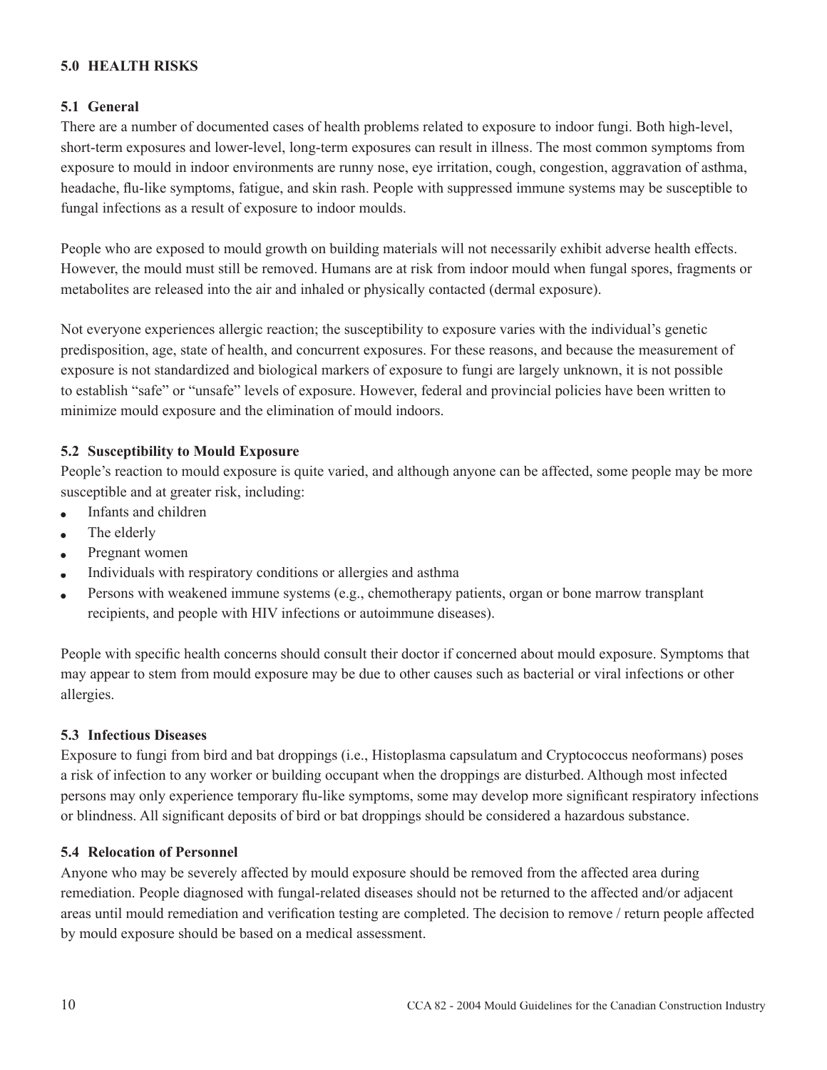## 5.0 HEALTH RISKS

### 5.1 General

There are a number of documented cases of health problems related to exposure to indoor fungi. Both high-level, short-term exposures and lower-level, long-term exposures can result in illness. The most common symptoms from exposure to mould in indoor environments are runny nose, eye irritation, cough, congestion, aggravation of asthma, headache, flu-like symptoms, fatigue, and skin rash. People with suppressed immune systems may be susceptible to fungal infections as a result of exposure to indoor moulds.

People who are exposed to mould growth on building materials will not necessarily exhibit adverse health effects. However, the mould must still be removed. Humans are at risk from indoor mould when fungal spores, fragments or metabolites are released into the air and inhaled or physically contacted (dermal exposure).

Not everyone experiences allergic reaction; the susceptibility to exposure varies with the individual's genetic predisposition, age, state of health, and concurrent exposures. For these reasons, and because the measurement of exposure is not standardized and biological markers of exposure to fungi are largely unknown, it is not possible to establish "safe" or "unsafe" levels of exposure. However, federal and provincial policies have been written to minimize mould exposure and the elimination of mould indoors.

### 5.2 Susceptibility to Mould Exposure

People's reaction to mould exposure is quite varied, and although anyone can be affected, some people may be more susceptible and at greater risk, including:

- Infants and children
- The elderly
- Pregnant women
- Individuals with respiratory conditions or allergies and asthma
- Persons with weakened immune systems (e.g., chemotherapy patients, organ or bone marrow transplant recipients, and people with HIV infections or autoimmune diseases).

People with specific health concerns should consult their doctor if concerned about mould exposure. Symptoms that may appear to stem from mould exposure may be due to other causes such as bacterial or viral infections or other allergies.

### 5.3 Infectious Diseases

Exposure to fungi from bird and bat droppings (i.e., Histoplasma capsulatum and Cryptococcus neoformans) poses a risk of infection to any worker or building occupant when the droppings are disturbed. Although most infected persons may only experience temporary flu-like symptoms, some may develop more significant respiratory infections or blindness. All significant deposits of bird or bat droppings should be considered a hazardous substance.

### 5.4 Relocation of Personnel

Anyone who may be severely affected by mould exposure should be removed from the affected area during remediation. People diagnosed with fungal-related diseases should not be returned to the affected and/or adjacent areas until mould remediation and verification testing are completed. The decision to remove / return people affected by mould exposure should be based on a medical assessment.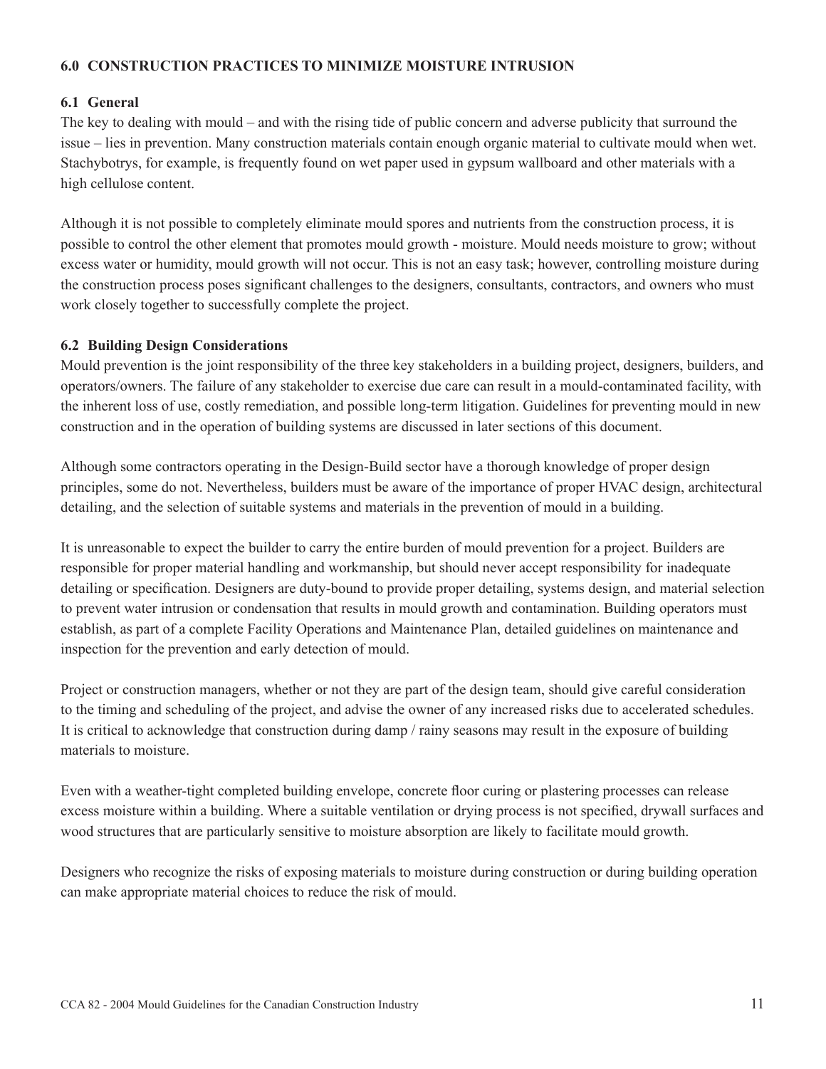## 6.0 CONSTRUCTION PRACTICES TO MINIMIZE MOISTURE INTRUSION

### 6.1 General

The key to dealing with mould – and with the rising tide of public concern and adverse publicity that surround the issue – lies in prevention. Many construction materials contain enough organic material to cultivate mould when wet. Stachybotrys, for example, is frequently found on wet paper used in gypsum wallboard and other materials with a high cellulose content.

Although it is not possible to completely eliminate mould spores and nutrients from the construction process, it is possible to control the other element that promotes mould growth - moisture. Mould needs moisture to grow; without excess water or humidity, mould growth will not occur. This is not an easy task; however, controlling moisture during the construction process poses significant challenges to the designers, consultants, contractors, and owners who must work closely together to successfully complete the project.

### 6.2 Building Design Considerations

Mould prevention is the joint responsibility of the three key stakeholders in a building project, designers, builders, and operators/owners. The failure of any stakeholder to exercise due care can result in a mould-contaminated facility, with the inherent loss of use, costly remediation, and possible long-term litigation. Guidelines for preventing mould in new construction and in the operation of building systems are discussed in later sections of this document.

Although some contractors operating in the Design-Build sector have a thorough knowledge of proper design principles, some do not. Nevertheless, builders must be aware of the importance of proper HVAC design, architectural detailing, and the selection of suitable systems and materials in the prevention of mould in a building.

It is unreasonable to expect the builder to carry the entire burden of mould prevention for a project. Builders are responsible for proper material handling and workmanship, but should never accept responsibility for inadequate detailing or specification. Designers are duty-bound to provide proper detailing, systems design, and material selection to prevent water intrusion or condensation that results in mould growth and contamination. Building operators must establish, as part of a complete Facility Operations and Maintenance Plan, detailed guidelines on maintenance and inspection for the prevention and early detection of mould.

Project or construction managers, whether or not they are part of the design team, should give careful consideration to the timing and scheduling of the project, and advise the owner of any increased risks due to accelerated schedules. It is critical to acknowledge that construction during damp / rainy seasons may result in the exposure of building materials to moisture.

Even with a weather-tight completed building envelope, concrete floor curing or plastering processes can release excess moisture within a building. Where a suitable ventilation or drying process is not specified, drywall surfaces and wood structures that are particularly sensitive to moisture absorption are likely to facilitate mould growth.

Designers who recognize the risks of exposing materials to moisture during construction or during building operation can make appropriate material choices to reduce the risk of mould.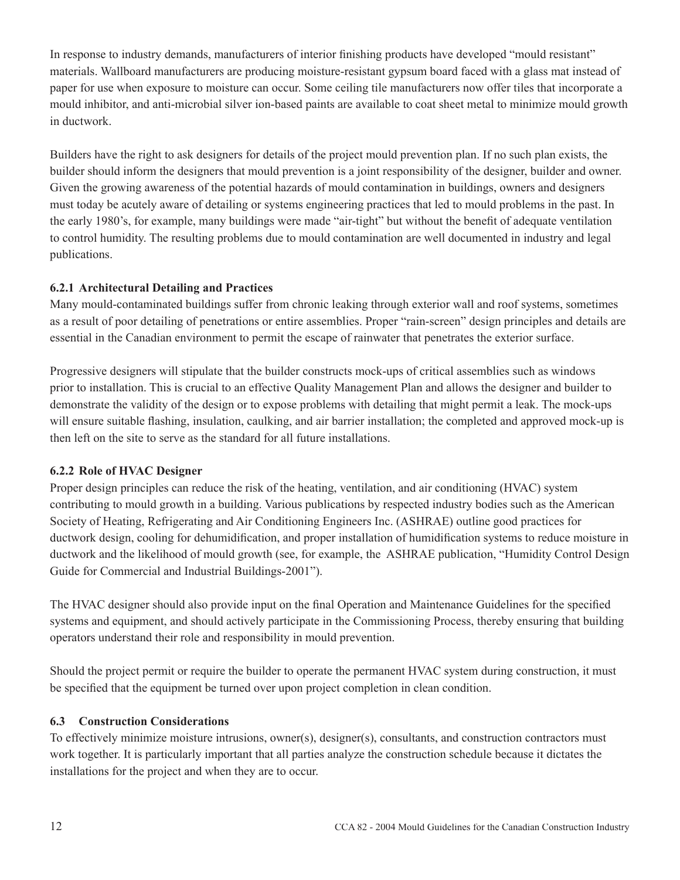In response to industry demands, manufacturers of interior finishing products have developed "mould resistant" materials. Wallboard manufacturers are producing moisture-resistant gypsum board faced with a glass mat instead of paper for use when exposure to moisture can occur. Some ceiling tile manufacturers now offer tiles that incorporate a mould inhibitor, and anti-microbial silver ion-based paints are available to coat sheet metal to minimize mould growth in ductwork.

Builders have the right to ask designers for details of the project mould prevention plan. If no such plan exists, the builder should inform the designers that mould prevention is a joint responsibility of the designer, builder and owner. Given the growing awareness of the potential hazards of mould contamination in buildings, owners and designers must today be acutely aware of detailing or systems engineering practices that led to mould problems in the past. In the early 1980's, for example, many buildings were made "air-tight" but without the benefit of adequate ventilation to control humidity. The resulting problems due to mould contamination are well documented in industry and legal publications.

### 6.2.1 Architectural Detailing and Practices

Many mould-contaminated buildings suffer from chronic leaking through exterior wall and roof systems, sometimes as a result of poor detailing of penetrations or entire assemblies. Proper "rain-screen" design principles and details are essential in the Canadian environment to permit the escape of rainwater that penetrates the exterior surface.

Progressive designers will stipulate that the builder constructs mock-ups of critical assemblies such as windows prior to installation. This is crucial to an effective Quality Management Plan and allows the designer and builder to demonstrate the validity of the design or to expose problems with detailing that might permit a leak. The mock-ups will ensure suitable flashing, insulation, caulking, and air barrier installation; the completed and approved mock-up is then left on the site to serve as the standard for all future installations.

### 6.2.2 Role of HVAC Designer

Proper design principles can reduce the risk of the heating, ventilation, and air conditioning (HVAC) system contributing to mould growth in a building. Various publications by respected industry bodies such as the American Society of Heating, Refrigerating and Air Conditioning Engineers Inc. (ASHRAE) outline good practices for ductwork design, cooling for dehumidification, and proper installation of humidification systems to reduce moisture in ductwork and the likelihood of mould growth (see, for example, the ASHRAE publication, "Humidity Control Design Guide for Commercial and Industrial Buildings-2001").

The HVAC designer should also provide input on the final Operation and Maintenance Guidelines for the specified systems and equipment, and should actively participate in the Commissioning Process, thereby ensuring that building operators understand their role and responsibility in mould prevention.

Should the project permit or require the builder to operate the permanent HVAC system during construction, it must be specified that the equipment be turned over upon project completion in clean condition.

## 6.3 Construction Considerations

To effectively minimize moisture intrusions, owner(s), designer(s), consultants, and construction contractors must work together. It is particularly important that all parties analyze the construction schedule because it dictates the installations for the project and when they are to occur.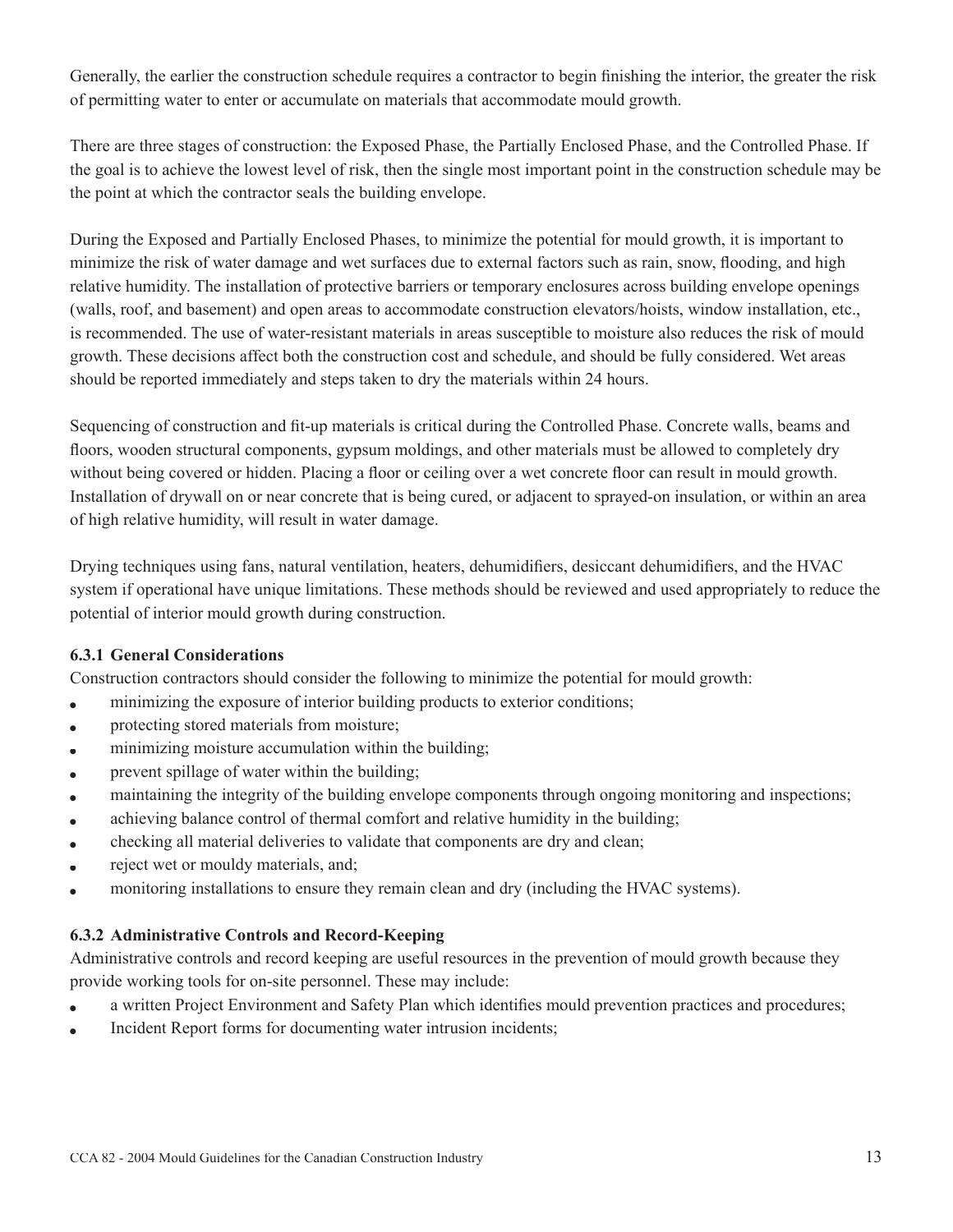Generally, the earlier the construction schedule requires a contractor to begin finishing the interior, the greater the risk of permitting water to enter or accumulate on materials that accommodate mould growth.

There are three stages of construction: the Exposed Phase, the Partially Enclosed Phase, and the Controlled Phase. If the goal is to achieve the lowest level of risk, then the single most important point in the construction schedule may be the point at which the contractor seals the building envelope.

During the Exposed and Partially Enclosed Phases, to minimize the potential for mould growth, it is important to minimize the risk of water damage and wet surfaces due to external factors such as rain, snow, flooding, and high relative humidity. The installation of protective barriers or temporary enclosures across building envelope openings (walls, roof, and basement) and open areas to accommodate construction elevators/hoists, window installation, etc., is recommended. The use of water-resistant materials in areas susceptible to moisture also reduces the risk of mould growth. These decisions affect both the construction cost and schedule, and should be fully considered. Wet areas should be reported immediately and steps taken to dry the materials within 24 hours.

Sequencing of construction and fit-up materials is critical during the Controlled Phase. Concrete walls, beams and floors, wooden structural components, gypsum moldings, and other materials must be allowed to completely dry without being covered or hidden. Placing a floor or ceiling over a wet concrete floor can result in mould growth. Installation of drywall on or near concrete that is being cured, or adjacent to sprayed-on insulation, or within an area of high relative humidity, will result in water damage.

Drying techniques using fans, natural ventilation, heaters, dehumidifiers, desiccant dehumidifiers, and the HVAC system if operational have unique limitations. These methods should be reviewed and used appropriately to reduce the potential of interior mould growth during construction.

### 6.3.1 General Considerations

Construction contractors should consider the following to minimize the potential for mould growth:

- minimizing the exposure of interior building products to exterior conditions;
- protecting stored materials from moisture;
- minimizing moisture accumulation within the building;
- prevent spillage of water within the building;
- maintaining the integrity of the building envelope components through ongoing monitoring and inspections;
- achieving balance control of thermal comfort and relative humidity in the building;
- checking all material deliveries to validate that components are dry and clean;
- reject wet or mouldy materials, and;
- monitoring installations to ensure they remain clean and dry (including the HVAC systems).

### 6.3.2 Administrative Controls and Record-Keeping

Administrative controls and record keeping are useful resources in the prevention of mould growth because they provide working tools for on-site personnel. These may include:

- a written Project Environment and Safety Plan which identifies mould prevention practices and procedures;
- Incident Report forms for documenting water intrusion incidents;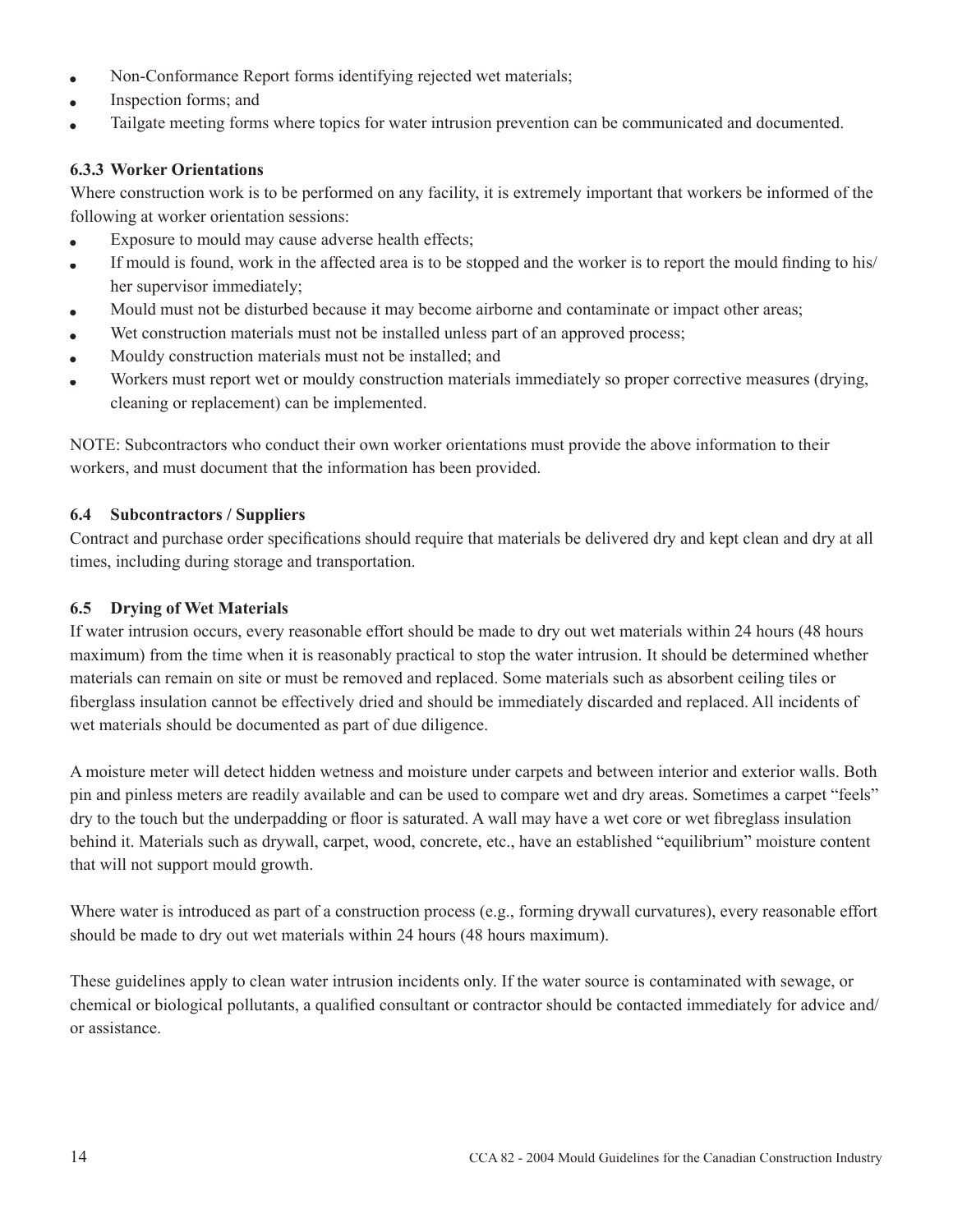- Non-Conformance Report forms identifying rejected wet materials;
- Inspection forms; and
- Tailgate meeting forms where topics for water intrusion prevention can be communicated and documented.

### 6.3.3 Worker Orientations

Where construction work is to be performed on any facility, it is extremely important that workers be informed of the following at worker orientation sessions:

- Exposure to mould may cause adverse health effects;
- If mould is found, work in the affected area is to be stopped and the worker is to report the mould finding to his/her supervisor immediately;
- Mould must not be disturbed because it may become airborne and contaminate or impact other areas;
- Wet construction materials must not be installed unless part of an approved process;
- Mouldy construction materials must not be installed; and
- Workers must report wet or mouldy construction materials immediately so proper corrective measures (drying, cleaning or replacement) can be implemented.

NOTE: Subcontractors who conduct their own worker orientations must provide the above information to their workers, and must document that the information has been provided.

## 6.4 Subcontractors / Suppliers

Contract and purchase order specifications should require that materials be delivered dry and kept clean and dry at all times, including during storage and transportation.

## 6.5 Drying of Wet Materials

If water intrusion occurs, every reasonable effort should be made to dry out wet materials within 24 hours (48 hours maximum) from the time when it is reasonably practical to stop the water intrusion. It should be determined whether materials can remain on site or must be removed and replaced. Some materials such as absorbent ceiling tiles or fiberglass insulation cannot be effectively dried and should be immediately discarded and replaced. All incidents of wet materials should be documented as part of due diligence.

A moisture meter will detect hidden wetness and moisture under carpets and between interior and exterior walls. Both pin and pinless meters are readily available and can be used to compare wet and dry areas. Sometimes a carpet "feels" dry to the touch but the underpadding or floor is saturated. A wall may have a wet core or wet fibreglass insulation behind it. Materials such as drywall, carpet, wood, concrete, etc., have an established "equilibrium" moisture content that will not support mould growth.

Where water is introduced as part of a construction process (e.g., forming drywall curvatures), every reasonable effort should be made to dry out wet materials within 24 hours (48 hours maximum).

These guidelines apply to clean water intrusion incidents only. If the water source is contaminated with sewage, or chemical or biological pollutants, a qualified consultant or contractor should be contacted immediately for advice and/or assistance.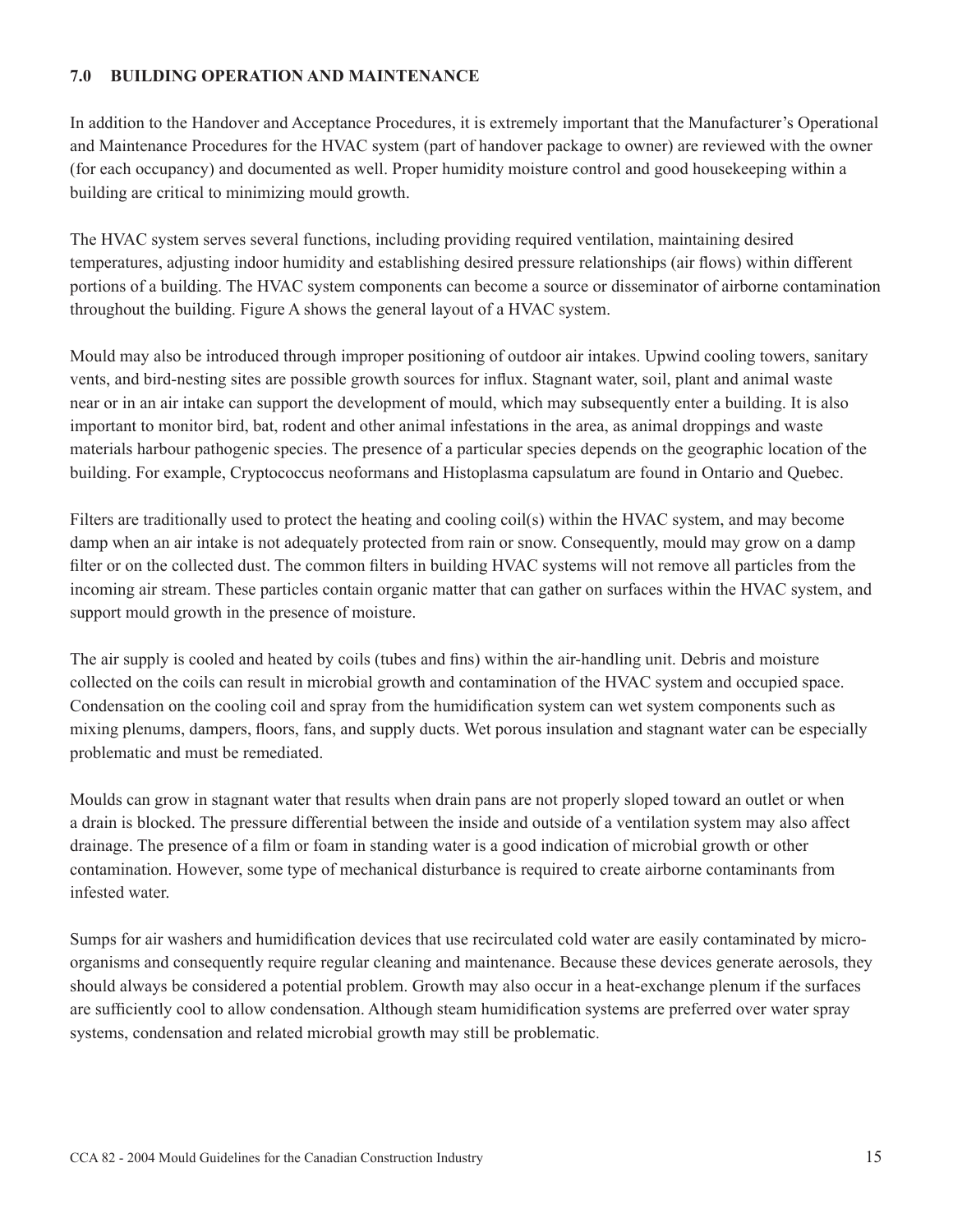## 7.0 BUILDING OPERATION AND MAINTENANCE

In addition to the Handover and Acceptance Procedures, it is extremely important that the Manufacturer's Operational and Maintenance Procedures for the HVAC system (part of handover package to owner) are reviewed with the owner (for each occupancy) and documented as well. Proper humidity moisture control and good housekeeping within a building are critical to minimizing mould growth.

The HVAC system serves several functions, including providing required ventilation, maintaining desired temperatures, adjusting indoor humidity and establishing desired pressure relationships (air flows) within different portions of a building. The HVAC system components can become a source or disseminator of airborne contamination throughout the building. Figure A shows the general layout of a HVAC system.

Mould may also be introduced through improper positioning of outdoor air intakes. Upwind cooling towers, sanitary vents, and bird-nesting sites are possible growth sources for influx. Stagnant water, soil, plant and animal waste near or in an air intake can support the development of mould, which may subsequently enter a building. It is also important to monitor bird, bat, rodent and other animal infestations in the area, as animal droppings and waste materials harbour pathogenic species. The presence of a particular species depends on the geographic location of the building. For example, Cryptococcus neoformans and Histoplasma capsulatum are found in Ontario and Quebec.

Filters are traditionally used to protect the heating and cooling coil(s) within the HVAC system, and may become damp when an air intake is not adequately protected from rain or snow. Consequently, mould may grow on a damp filter or on the collected dust. The common filters in building HVAC systems will not remove all particles from the incoming air stream. These particles contain organic matter that can gather on surfaces within the HVAC system, and support mould growth in the presence of moisture.

The air supply is cooled and heated by coils (tubes and fins) within the air-handling unit. Debris and moisture collected on the coils can result in microbial growth and contamination of the HVAC system and occupied space. Condensation on the cooling coil and spray from the humidification system can wet system components such as mixing plenums, dampers, floors, fans, and supply ducts. Wet porous insulation and stagnant water can be especially problematic and must be remediated.

Moulds can grow in stagnant water that results when drain pans are not properly sloped toward an outlet or when a drain is blocked. The pressure differential between the inside and outside of a ventilation system may also affect drainage. The presence of a film or foam in standing water is a good indication of microbial growth or other contamination. However, some type of mechanical disturbance is required to create airborne contaminants from infested water.

Sumps for air washers and humidification devices that use recirculated cold water are easily contaminated by micro-organisms and consequently require regular cleaning and maintenance. Because these devices generate aerosols, they should always be considered a potential problem. Growth may also occur in a heat-exchange plenum if the surfaces are sufficiently cool to allow condensation. Although steam humidification systems are preferred over water spray systems, condensation and related microbial growth may still be problematic.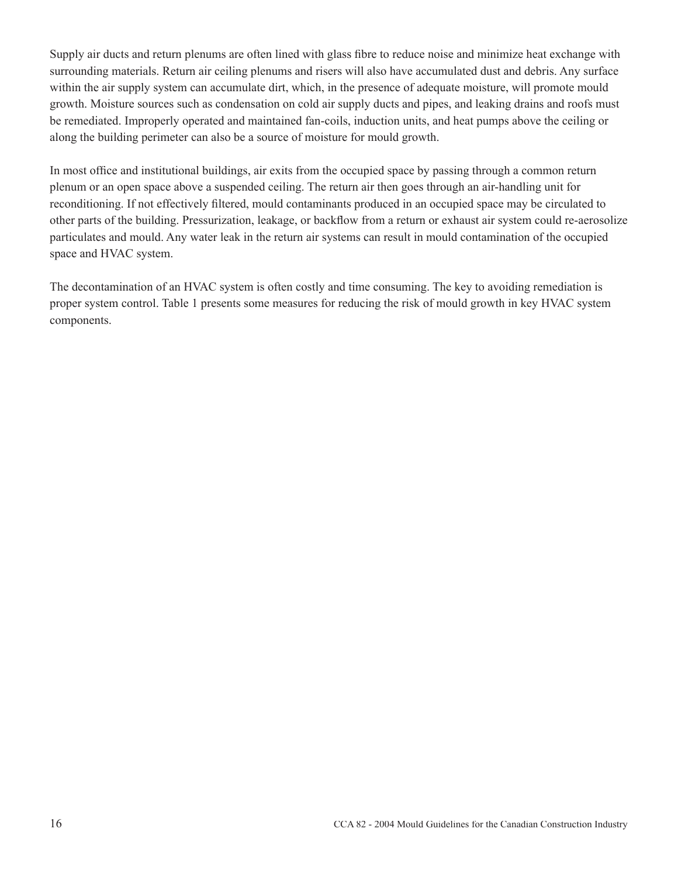Supply air ducts and return plenums are often lined with glass fibre to reduce noise and minimize heat exchange with surrounding materials. Return air ceiling plenums and risers will also have accumulated dust and debris. Any surface within the air supply system can accumulate dirt, which, in the presence of adequate moisture, will promote mould growth. Moisture sources such as condensation on cold air supply ducts and pipes, and leaking drains and roofs must be remediated. Improperly operated and maintained fan-coils, induction units, and heat pumps above the ceiling or along the building perimeter can also be a source of moisture for mould growth.

In most office and institutional buildings, air exits from the occupied space by passing through a common return plenum or an open space above a suspended ceiling. The return air then goes through an air-handling unit for reconditioning. If not effectively filtered, mould contaminants produced in an occupied space may be circulated to other parts of the building. Pressurization, leakage, or backflow from a return or exhaust air system could re-aerosolize particulates and mould. Any water leak in the return air systems can result in mould contamination of the occupied space and HVAC system.

The decontamination of an HVAC system is often costly and time consuming. The key to avoiding remediation is proper system control. Table 1 presents some measures for reducing the risk of mould growth in key HVAC system components.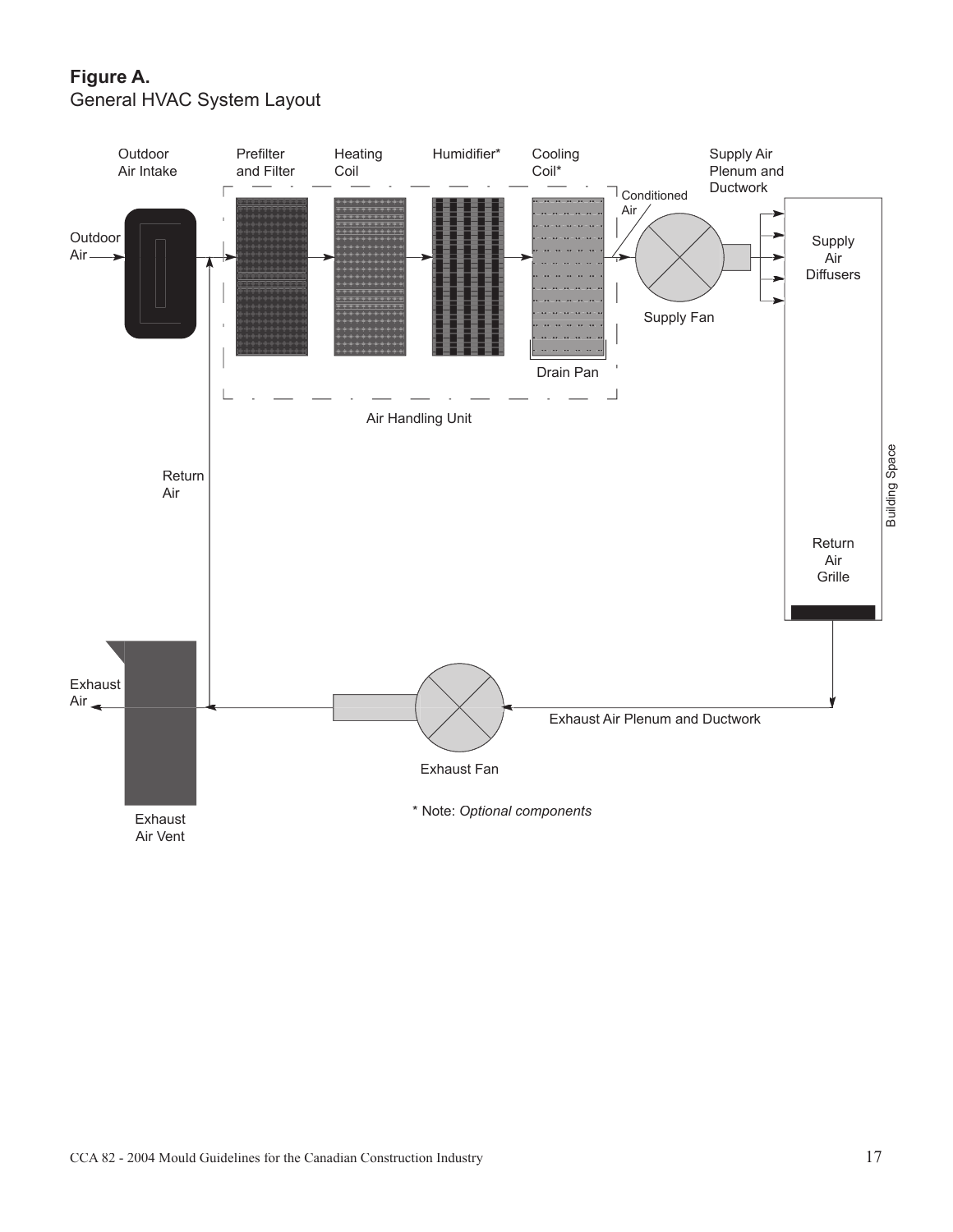**Figure A.**
General HVAC System Layout

Outdoor Air Intake

Prefilter and Filter

Heating Coil

Humidifier*

Cooling Coil*

Supply Air Plenum and Ductwork

Outdoor Air

Conditioned Air

Supply Fan

Supply Air Diffusers

Drain Pan

Air Handling Unit

Return Air

Building Space

Return Air Grille

Exhaust Air

Exhaust Fan

Exhaust Air Plenum and Ductwork

Exhaust Air Vent

\* Note: *Optional components*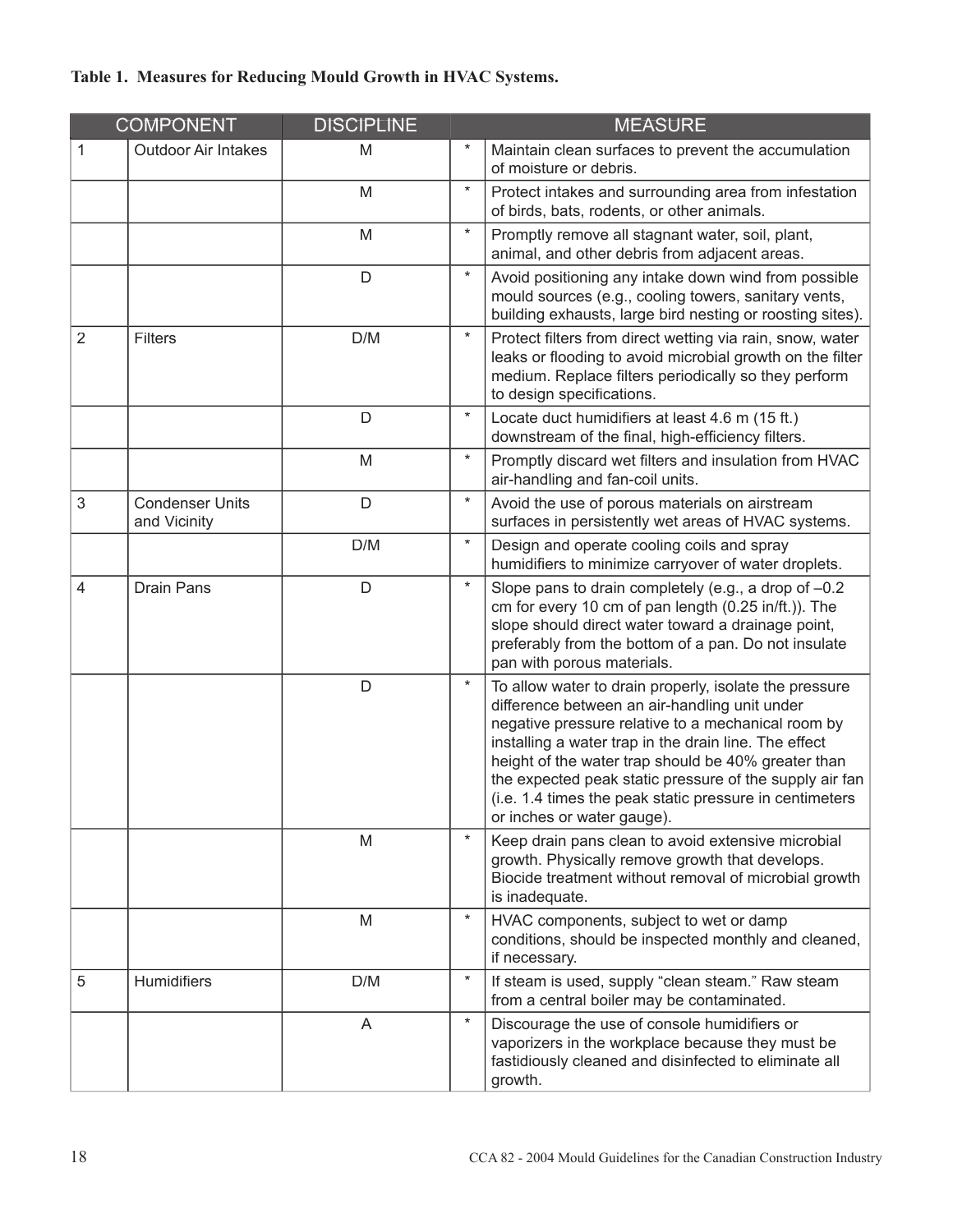**Table 1. Measures for Reducing Mould Growth in HVAC Systems.**

| COMPONENT | | DISCIPLINE | MEASURE | |
|---|---|---|---|---|
| 1 | Outdoor Air Intakes | M | * | Maintain clean surfaces to prevent the accumulation of moisture or debris. |
| | | M | * | Protect intakes and surrounding area from infestation of birds, bats, rodents, or other animals. |
| | | M | * | Promptly remove all stagnant water, soil, plant, animal, and other debris from adjacent areas. |
| | | D | * | Avoid positioning any intake down wind from possible mould sources (e.g., cooling towers, sanitary vents, building exhausts, large bird nesting or roosting sites). |
| 2 | Filters | D/M | * | Protect filters from direct wetting via rain, snow, water leaks or flooding to avoid microbial growth on the filter medium. Replace filters periodically so they perform to design specifications. |
| | | D | * | Locate duct humidifiers at least 4.6 m (15 ft.) downstream of the final, high-efficiency filters. |
| | | M | * | Promptly discard wet filters and insulation from HVAC air-handling and fan-coil units. |
| 3 | Condenser Units and Vicinity | D | * | Avoid the use of porous materials on airstream surfaces in persistently wet areas of HVAC systems. |
| | | D/M | * | Design and operate cooling coils and spray humidifiers to minimize carryover of water droplets. |
| 4 | Drain Pans | D | * | Slope pans to drain completely (e.g., a drop of –0.2 cm for every 10 cm of pan length (0.25 in/ft.)). The slope should direct water toward a drainage point, preferably from the bottom of a pan. Do not insulate pan with porous materials. |
| | | D | * | To allow water to drain properly, isolate the pressure difference between an air-handling unit under negative pressure relative to a mechanical room by installing a water trap in the drain line. The effect height of the water trap should be 40% greater than the expected peak static pressure of the supply air fan (i.e. 1.4 times the peak static pressure in centimeters or inches or water gauge). |
| | | M | * | Keep drain pans clean to avoid extensive microbial growth. Physically remove growth that develops. Biocide treatment without removal of microbial growth is inadequate. |
| | | M | * | HVAC components, subject to wet or damp conditions, should be inspected monthly and cleaned, if necessary. |
| 5 | Humidifiers | D/M | * | If steam is used, supply "clean steam." Raw steam from a central boiler may be contaminated. |
| | | A | * | Discourage the use of console humidifiers or vaporizers in the workplace because they must be fastidiously cleaned and disinfected to eliminate all growth. |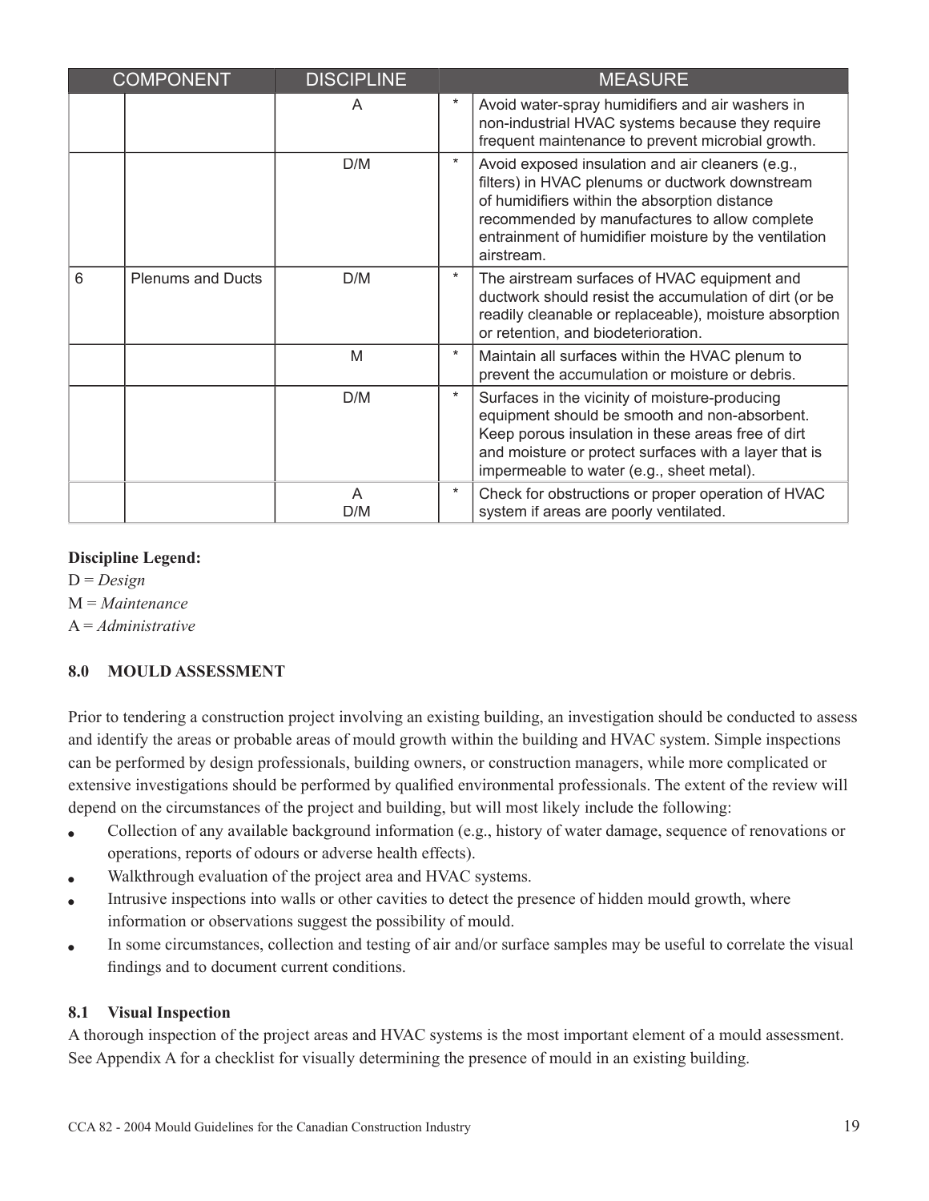| COMPONENT | | DISCIPLINE | MEASURE | |
|---|---|---|---|---|
| | | A | * | Avoid water-spray humidifiers and air washers in non-industrial HVAC systems because they require frequent maintenance to prevent microbial growth. |
| | | D/M | * | Avoid exposed insulation and air cleaners (e.g., filters) in HVAC plenums or ductwork downstream of humidifiers within the absorption distance recommended by manufactures to allow complete entrainment of humidifier moisture by the ventilation airstream. |
| 6 | Plenums and Ducts | D/M | * | The airstream surfaces of HVAC equipment and ductwork should resist the accumulation of dirt (or be readily cleanable or replaceable), moisture absorption or retention, and biodeterioration. |
| | | M | * | Maintain all surfaces within the HVAC plenum to prevent the accumulation or moisture or debris. |
| | | D/M | * | Surfaces in the vicinity of moisture-producing equipment should be smooth and non-absorbent. Keep porous insulation in these areas free of dirt and moisture or protect surfaces with a layer that is impermeable to water (e.g., sheet metal). |
| | | A<br>D/M | * | Check for obstructions or proper operation of HVAC system if areas are poorly ventilated. |

**Discipline Legend:**
D = *Design*
M = *Maintenance*
A = *Administrative*

## 8.0 MOULD ASSESSMENT

Prior to tendering a construction project involving an existing building, an investigation should be conducted to assess and identify the areas or probable areas of mould growth within the building and HVAC system. Simple inspections can be performed by design professionals, building owners, or construction managers, while more complicated or extensive investigations should be performed by qualified environmental professionals. The extent of the review will depend on the circumstances of the project and building, but will most likely include the following:

- Collection of any available background information (e.g., history of water damage, sequence of renovations or operations, reports of odours or adverse health effects).
- Walkthrough evaluation of the project area and HVAC systems.
- Intrusive inspections into walls or other cavities to detect the presence of hidden mould growth, where information or observations suggest the possibility of mould.
- In some circumstances, collection and testing of air and/or surface samples may be useful to correlate the visual findings and to document current conditions.

### 8.1 Visual Inspection

A thorough inspection of the project areas and HVAC systems is the most important element of a mould assessment. See Appendix A for a checklist for visually determining the presence of mould in an existing building.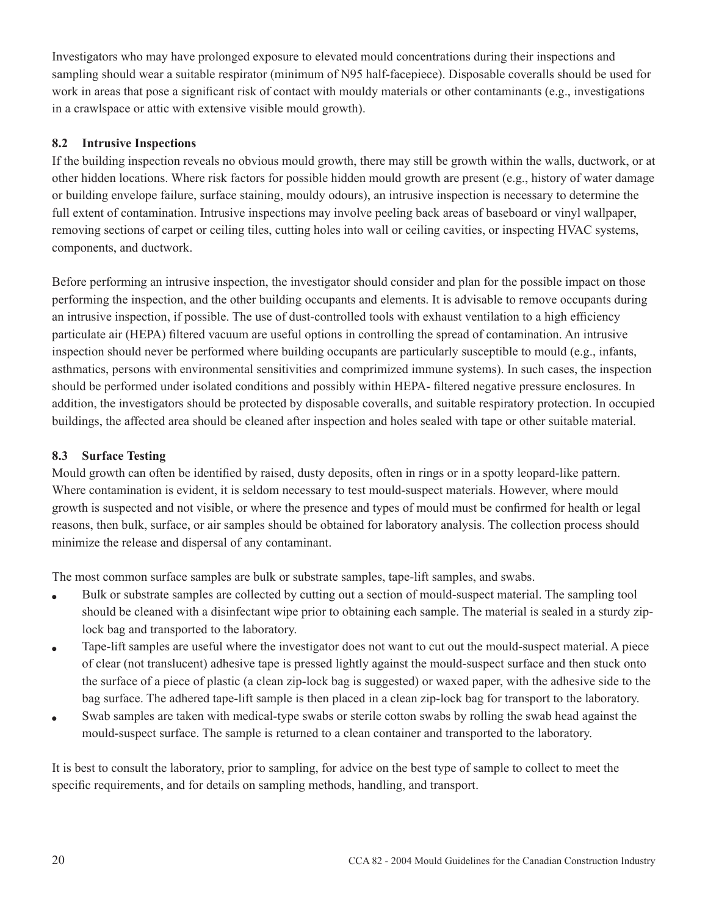Investigators who may have prolonged exposure to elevated mould concentrations during their inspections and sampling should wear a suitable respirator (minimum of N95 half-facepiece). Disposable coveralls should be used for work in areas that pose a significant risk of contact with mouldy materials or other contaminants (e.g., investigations in a crawlspace or attic with extensive visible mould growth).

### 8.2 Intrusive Inspections

If the building inspection reveals no obvious mould growth, there may still be growth within the walls, ductwork, or at other hidden locations. Where risk factors for possible hidden mould growth are present (e.g., history of water damage or building envelope failure, surface staining, mouldy odours), an intrusive inspection is necessary to determine the full extent of contamination. Intrusive inspections may involve peeling back areas of baseboard or vinyl wallpaper, removing sections of carpet or ceiling tiles, cutting holes into wall or ceiling cavities, or inspecting HVAC systems, components, and ductwork.

Before performing an intrusive inspection, the investigator should consider and plan for the possible impact on those performing the inspection, and the other building occupants and elements. It is advisable to remove occupants during an intrusive inspection, if possible. The use of dust-controlled tools with exhaust ventilation to a high efficiency particulate air (HEPA) filtered vacuum are useful options in controlling the spread of contamination. An intrusive inspection should never be performed where building occupants are particularly susceptible to mould (e.g., infants, asthmatics, persons with environmental sensitivities and comprimized immune systems). In such cases, the inspection should be performed under isolated conditions and possibly within HEPA- filtered negative pressure enclosures. In addition, the investigators should be protected by disposable coveralls, and suitable respiratory protection. In occupied buildings, the affected area should be cleaned after inspection and holes sealed with tape or other suitable material.

### 8.3 Surface Testing

Mould growth can often be identified by raised, dusty deposits, often in rings or in a spotty leopard-like pattern. Where contamination is evident, it is seldom necessary to test mould-suspect materials. However, where mould growth is suspected and not visible, or where the presence and types of mould must be confirmed for health or legal reasons, then bulk, surface, or air samples should be obtained for laboratory analysis. The collection process should minimize the release and dispersal of any contaminant.

The most common surface samples are bulk or substrate samples, tape-lift samples, and swabs.

- Bulk or substrate samples are collected by cutting out a section of mould-suspect material. The sampling tool should be cleaned with a disinfectant wipe prior to obtaining each sample. The material is sealed in a sturdy zip-lock bag and transported to the laboratory.
- Tape-lift samples are useful where the investigator does not want to cut out the mould-suspect material. A piece of clear (not translucent) adhesive tape is pressed lightly against the mould-suspect surface and then stuck onto the surface of a piece of plastic (a clean zip-lock bag is suggested) or waxed paper, with the adhesive side to the bag surface. The adhered tape-lift sample is then placed in a clean zip-lock bag for transport to the laboratory.
- Swab samples are taken with medical-type swabs or sterile cotton swabs by rolling the swab head against the mould-suspect surface. The sample is returned to a clean container and transported to the laboratory.

It is best to consult the laboratory, prior to sampling, for advice on the best type of sample to collect to meet the specific requirements, and for details on sampling methods, handling, and transport.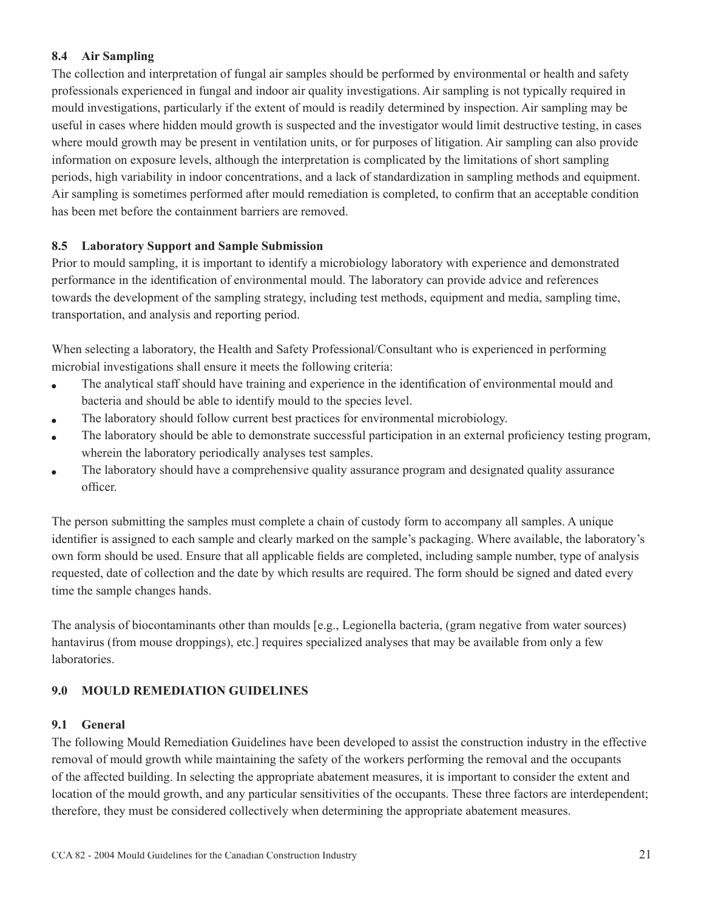### 8.4 Air Sampling

The collection and interpretation of fungal air samples should be performed by environmental or health and safety professionals experienced in fungal and indoor air quality investigations. Air sampling is not typically required in mould investigations, particularly if the extent of mould is readily determined by inspection. Air sampling may be useful in cases where hidden mould growth is suspected and the investigator would limit destructive testing, in cases where mould growth may be present in ventilation units, or for purposes of litigation. Air sampling can also provide information on exposure levels, although the interpretation is complicated by the limitations of short sampling periods, high variability in indoor concentrations, and a lack of standardization in sampling methods and equipment. Air sampling is sometimes performed after mould remediation is completed, to confirm that an acceptable condition has been met before the containment barriers are removed.

### 8.5 Laboratory Support and Sample Submission

Prior to mould sampling, it is important to identify a microbiology laboratory with experience and demonstrated performance in the identification of environmental mould. The laboratory can provide advice and references towards the development of the sampling strategy, including test methods, equipment and media, sampling time, transportation, and analysis and reporting period.

When selecting a laboratory, the Health and Safety Professional/Consultant who is experienced in performing microbial investigations shall ensure it meets the following criteria:

- The analytical staff should have training and experience in the identification of environmental mould and bacteria and should be able to identify mould to the species level.
- The laboratory should follow current best practices for environmental microbiology.
- The laboratory should be able to demonstrate successful participation in an external proficiency testing program, wherein the laboratory periodically analyses test samples.
- The laboratory should have a comprehensive quality assurance program and designated quality assurance officer.

The person submitting the samples must complete a chain of custody form to accompany all samples. A unique identifier is assigned to each sample and clearly marked on the sample's packaging. Where available, the laboratory's own form should be used. Ensure that all applicable fields are completed, including sample number, type of analysis requested, date of collection and the date by which results are required. The form should be signed and dated every time the sample changes hands.

The analysis of biocontaminants other than moulds [e.g., Legionella bacteria, (gram negative from water sources) hantavirus (from mouse droppings), etc.] requires specialized analyses that may be available from only a few laboratories.

## 9.0 MOULD REMEDIATION GUIDELINES

### 9.1 General

The following Mould Remediation Guidelines have been developed to assist the construction industry in the effective removal of mould growth while maintaining the safety of the workers performing the removal and the occupants of the affected building. In selecting the appropriate abatement measures, it is important to consider the extent and location of the mould growth, and any particular sensitivities of the occupants. These three factors are interdependent; therefore, they must be considered collectively when determining the appropriate abatement measures.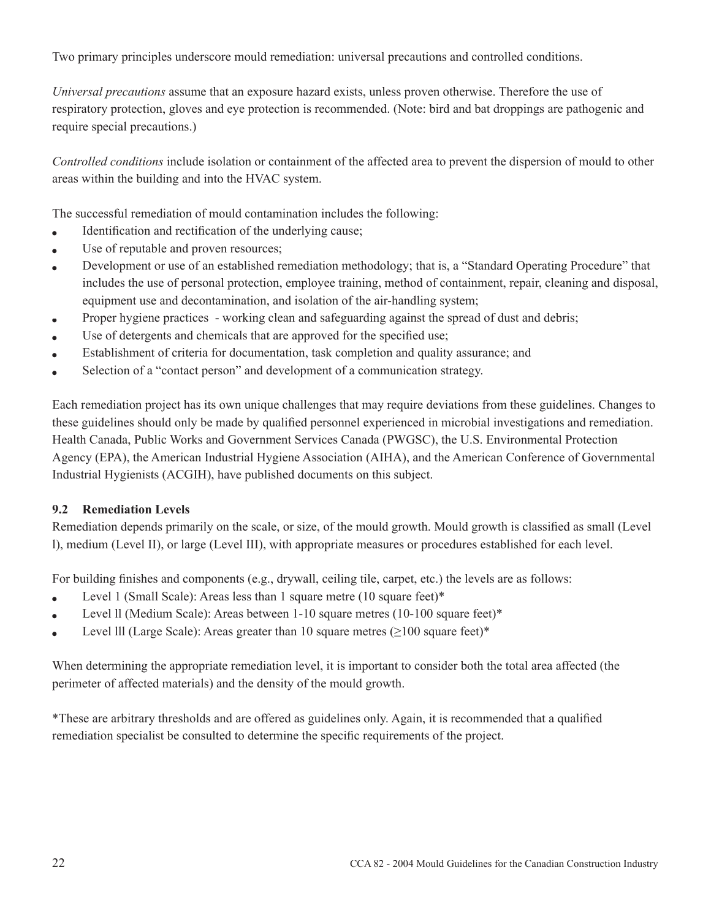Two primary principles underscore mould remediation: universal precautions and controlled conditions.

*Universal precautions* assume that an exposure hazard exists, unless proven otherwise. Therefore the use of respiratory protection, gloves and eye protection is recommended. (Note: bird and bat droppings are pathogenic and require special precautions.)

*Controlled conditions* include isolation or containment of the affected area to prevent the dispersion of mould to other areas within the building and into the HVAC system.

The successful remediation of mould contamination includes the following:

- Identification and rectification of the underlying cause;
- Use of reputable and proven resources;
- Development or use of an established remediation methodology; that is, a "Standard Operating Procedure" that includes the use of personal protection, employee training, method of containment, repair, cleaning and disposal, equipment use and decontamination, and isolation of the air-handling system;
- Proper hygiene practices - working clean and safeguarding against the spread of dust and debris;
- Use of detergents and chemicals that are approved for the specified use;
- Establishment of criteria for documentation, task completion and quality assurance; and
- Selection of a "contact person" and development of a communication strategy.

Each remediation project has its own unique challenges that may require deviations from these guidelines. Changes to these guidelines should only be made by qualified personnel experienced in microbial investigations and remediation. Health Canada, Public Works and Government Services Canada (PWGSC), the U.S. Environmental Protection Agency (EPA), the American Industrial Hygiene Association (AIHA), and the American Conference of Governmental Industrial Hygienists (ACGIH), have published documents on this subject.

### 9.2 Remediation Levels

Remediation depends primarily on the scale, or size, of the mould growth. Mould growth is classified as small (Level l), medium (Level II), or large (Level III), with appropriate measures or procedures established for each level.

For building finishes and components (e.g., drywall, ceiling tile, carpet, etc.) the levels are as follows:

- Level 1 (Small Scale): Areas less than 1 square metre (10 square feet)*
- Level ll (Medium Scale): Areas between 1-10 square metres (10-100 square feet)*
- Level lll (Large Scale): Areas greater than 10 square metres (≥100 square feet)*

When determining the appropriate remediation level, it is important to consider both the total area affected (the perimeter of affected materials) and the density of the mould growth.

*These are arbitrary thresholds and are offered as guidelines only. Again, it is recommended that a qualified remediation specialist be consulted to determine the specific requirements of the project.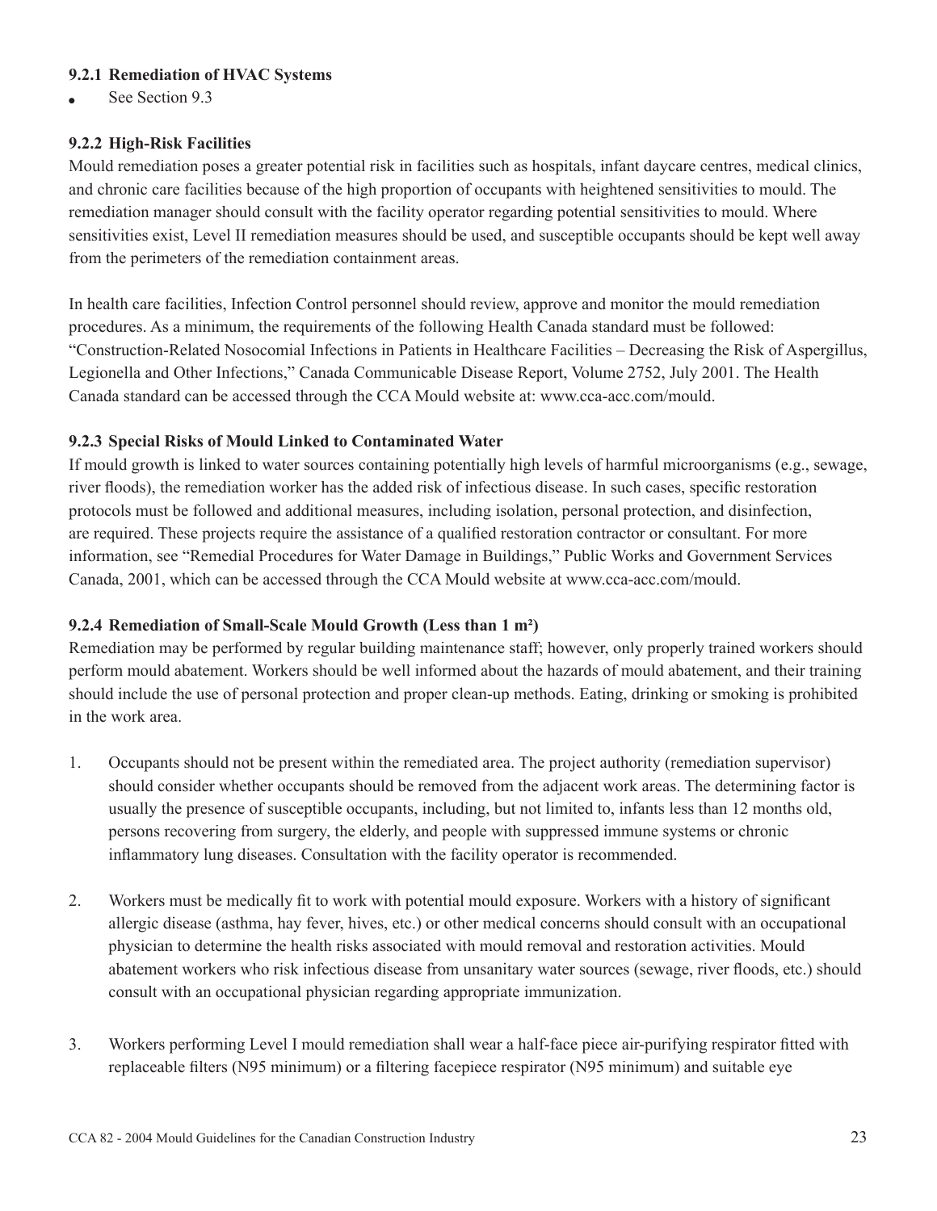#### 9.2.1 Remediation of HVAC Systems

- See Section 9.3

#### 9.2.2 High-Risk Facilities

Mould remediation poses a greater potential risk in facilities such as hospitals, infant daycare centres, medical clinics, and chronic care facilities because of the high proportion of occupants with heightened sensitivities to mould. The remediation manager should consult with the facility operator regarding potential sensitivities to mould. Where sensitivities exist, Level II remediation measures should be used, and susceptible occupants should be kept well away from the perimeters of the remediation containment areas.

In health care facilities, Infection Control personnel should review, approve and monitor the mould remediation procedures. As a minimum, the requirements of the following Health Canada standard must be followed: "Construction-Related Nosocomial Infections in Patients in Healthcare Facilities – Decreasing the Risk of Aspergillus, Legionella and Other Infections," Canada Communicable Disease Report, Volume 2752, July 2001. The Health Canada standard can be accessed through the CCA Mould website at: www.cca-acc.com/mould.

#### 9.2.3 Special Risks of Mould Linked to Contaminated Water

If mould growth is linked to water sources containing potentially high levels of harmful microorganisms (e.g., sewage, river floods), the remediation worker has the added risk of infectious disease. In such cases, specific restoration protocols must be followed and additional measures, including isolation, personal protection, and disinfection, are required. These projects require the assistance of a qualified restoration contractor or consultant. For more information, see "Remedial Procedures for Water Damage in Buildings," Public Works and Government Services Canada, 2001, which can be accessed through the CCA Mould website at www.cca-acc.com/mould.

#### 9.2.4 Remediation of Small-Scale Mould Growth (Less than 1 m²)

Remediation may be performed by regular building maintenance staff; however, only properly trained workers should perform mould abatement. Workers should be well informed about the hazards of mould abatement, and their training should include the use of personal protection and proper clean-up methods. Eating, drinking or smoking is prohibited in the work area.

1. Occupants should not be present within the remediated area. The project authority (remediation supervisor) should consider whether occupants should be removed from the adjacent work areas. The determining factor is usually the presence of susceptible occupants, including, but not limited to, infants less than 12 months old, persons recovering from surgery, the elderly, and people with suppressed immune systems or chronic inflammatory lung diseases. Consultation with the facility operator is recommended.

2. Workers must be medically fit to work with potential mould exposure. Workers with a history of significant allergic disease (asthma, hay fever, hives, etc.) or other medical concerns should consult with an occupational physician to determine the health risks associated with mould removal and restoration activities. Mould abatement workers who risk infectious disease from unsanitary water sources (sewage, river floods, etc.) should consult with an occupational physician regarding appropriate immunization.

3. Workers performing Level I mould remediation shall wear a half-face piece air-purifying respirator fitted with replaceable filters (N95 minimum) or a filtering facepiece respirator (N95 minimum) and suitable eye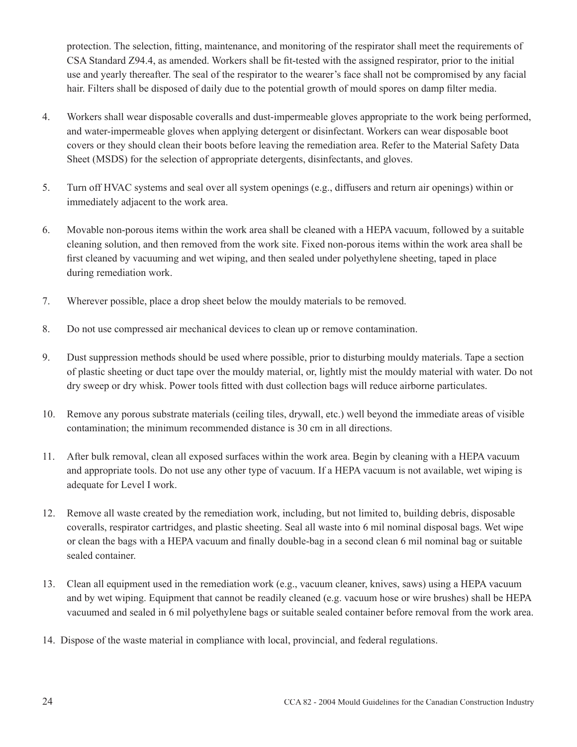protection. The selection, fitting, maintenance, and monitoring of the respirator shall meet the requirements of CSA Standard Z94.4, as amended. Workers shall be fit-tested with the assigned respirator, prior to the initial use and yearly thereafter. The seal of the respirator to the wearer's face shall not be compromised by any facial hair. Filters shall be disposed of daily due to the potential growth of mould spores on damp filter media.

4. Workers shall wear disposable coveralls and dust-impermeable gloves appropriate to the work being performed, and water-impermeable gloves when applying detergent or disinfectant. Workers can wear disposable boot covers or they should clean their boots before leaving the remediation area. Refer to the Material Safety Data Sheet (MSDS) for the selection of appropriate detergents, disinfectants, and gloves.

5. Turn off HVAC systems and seal over all system openings (e.g., diffusers and return air openings) within or immediately adjacent to the work area.

6. Movable non-porous items within the work area shall be cleaned with a HEPA vacuum, followed by a suitable cleaning solution, and then removed from the work site. Fixed non-porous items within the work area shall be first cleaned by vacuuming and wet wiping, and then sealed under polyethylene sheeting, taped in place during remediation work.

7. Wherever possible, place a drop sheet below the mouldy materials to be removed.

8. Do not use compressed air mechanical devices to clean up or remove contamination.

9. Dust suppression methods should be used where possible, prior to disturbing mouldy materials. Tape a section of plastic sheeting or duct tape over the mouldy material, or, lightly mist the mouldy material with water. Do not dry sweep or dry whisk. Power tools fitted with dust collection bags will reduce airborne particulates.

10. Remove any porous substrate materials (ceiling tiles, drywall, etc.) well beyond the immediate areas of visible contamination; the minimum recommended distance is 30 cm in all directions.

11. After bulk removal, clean all exposed surfaces within the work area. Begin by cleaning with a HEPA vacuum and appropriate tools. Do not use any other type of vacuum. If a HEPA vacuum is not available, wet wiping is adequate for Level I work.

12. Remove all waste created by the remediation work, including, but not limited to, building debris, disposable coveralls, respirator cartridges, and plastic sheeting. Seal all waste into 6 mil nominal disposal bags. Wet wipe or clean the bags with a HEPA vacuum and finally double-bag in a second clean 6 mil nominal bag or suitable sealed container.

13. Clean all equipment used in the remediation work (e.g., vacuum cleaner, knives, saws) using a HEPA vacuum and by wet wiping. Equipment that cannot be readily cleaned (e.g. vacuum hose or wire brushes) shall be HEPA vacuumed and sealed in 6 mil polyethylene bags or suitable sealed container before removal from the work area.

14. Dispose of the waste material in compliance with local, provincial, and federal regulations.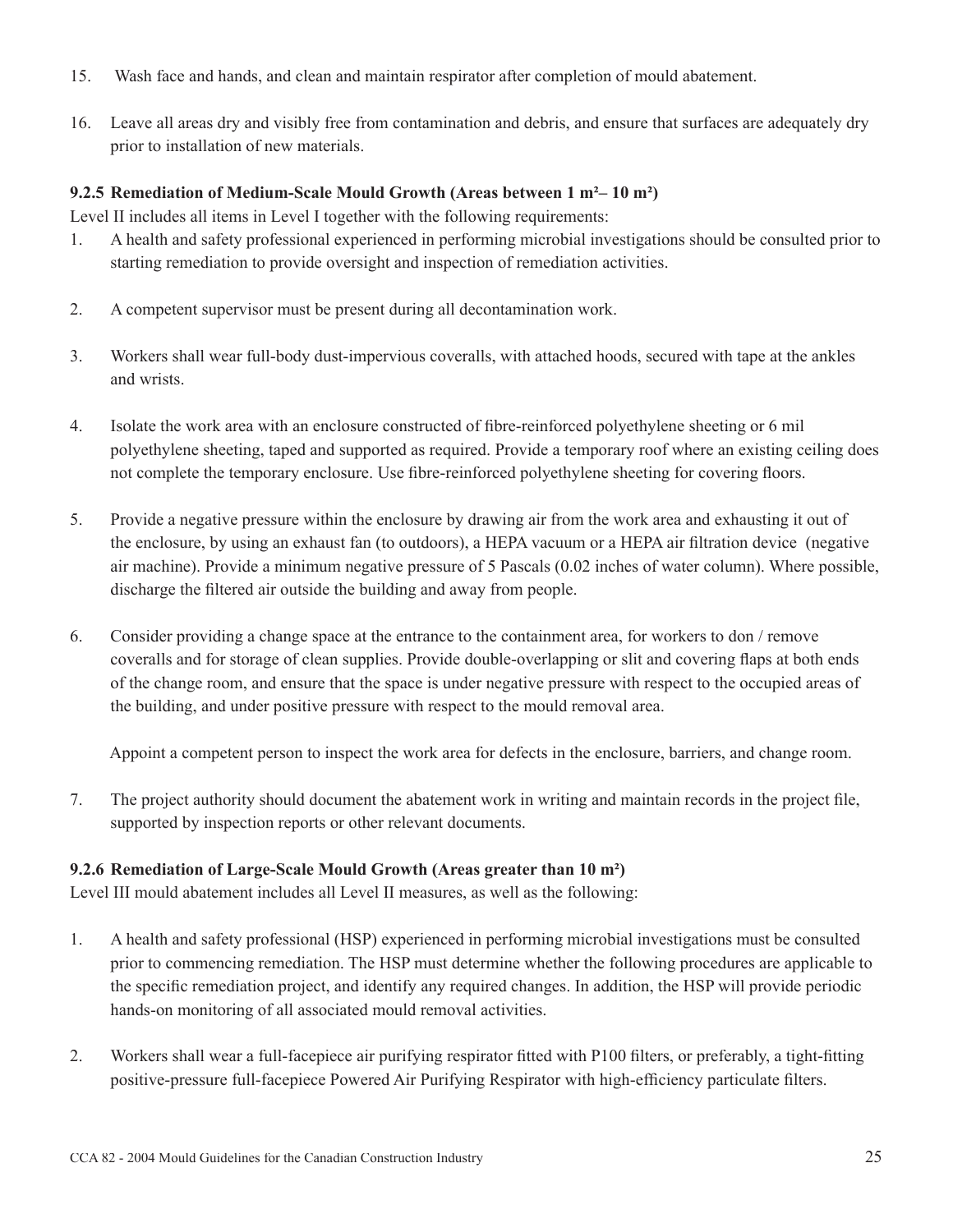15. Wash face and hands, and clean and maintain respirator after completion of mould abatement.

16. Leave all areas dry and visibly free from contamination and debris, and ensure that surfaces are adequately dry prior to installation of new materials.

### 9.2.5 Remediation of Medium-Scale Mould Growth (Areas between 1 m²– 10 m²)

Level II includes all items in Level I together with the following requirements:

1. A health and safety professional experienced in performing microbial investigations should be consulted prior to starting remediation to provide oversight and inspection of remediation activities.

2. A competent supervisor must be present during all decontamination work.

3. Workers shall wear full-body dust-impervious coveralls, with attached hoods, secured with tape at the ankles and wrists.

4. Isolate the work area with an enclosure constructed of fibre-reinforced polyethylene sheeting or 6 mil polyethylene sheeting, taped and supported as required. Provide a temporary roof where an existing ceiling does not complete the temporary enclosure. Use fibre-reinforced polyethylene sheeting for covering floors.

5. Provide a negative pressure within the enclosure by drawing air from the work area and exhausting it out of the enclosure, by using an exhaust fan (to outdoors), a HEPA vacuum or a HEPA air filtration device (negative air machine). Provide a minimum negative pressure of 5 Pascals (0.02 inches of water column). Where possible, discharge the filtered air outside the building and away from people.

6. Consider providing a change space at the entrance to the containment area, for workers to don / remove coveralls and for storage of clean supplies. Provide double-overlapping or slit and covering flaps at both ends of the change room, and ensure that the space is under negative pressure with respect to the occupied areas of the building, and under positive pressure with respect to the mould removal area.

   Appoint a competent person to inspect the work area for defects in the enclosure, barriers, and change room.

7. The project authority should document the abatement work in writing and maintain records in the project file, supported by inspection reports or other relevant documents.

### 9.2.6 Remediation of Large-Scale Mould Growth (Areas greater than 10 m²)

Level III mould abatement includes all Level II measures, as well as the following:

1. A health and safety professional (HSP) experienced in performing microbial investigations must be consulted prior to commencing remediation. The HSP must determine whether the following procedures are applicable to the specific remediation project, and identify any required changes. In addition, the HSP will provide periodic hands-on monitoring of all associated mould removal activities.

2. Workers shall wear a full-facepiece air purifying respirator fitted with P100 filters, or preferably, a tight-fitting positive-pressure full-facepiece Powered Air Purifying Respirator with high-efficiency particulate filters.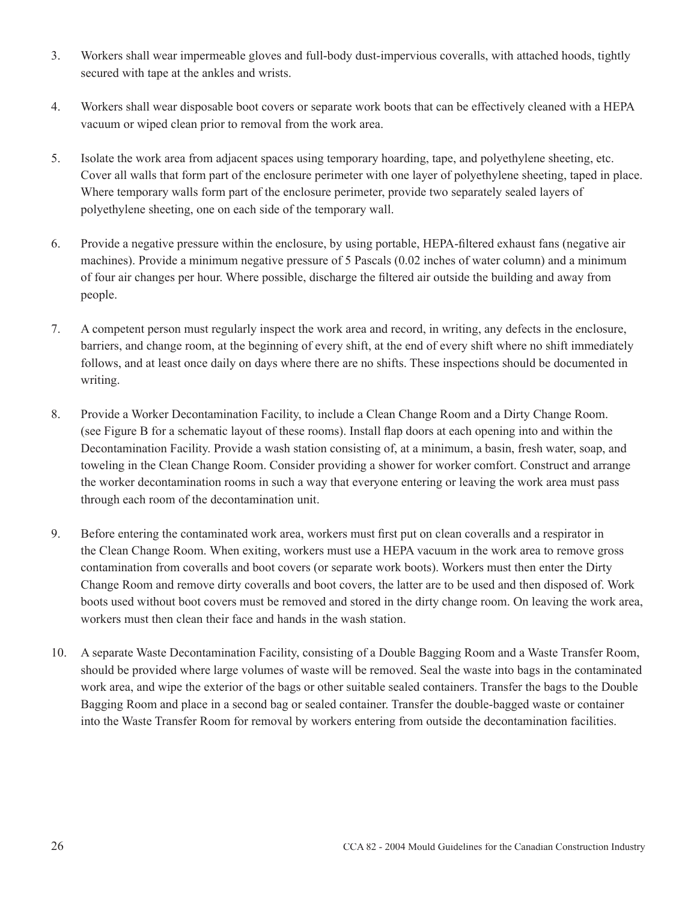3. Workers shall wear impermeable gloves and full-body dust-impervious coveralls, with attached hoods, tightly secured with tape at the ankles and wrists.

4. Workers shall wear disposable boot covers or separate work boots that can be effectively cleaned with a HEPA vacuum or wiped clean prior to removal from the work area.

5. Isolate the work area from adjacent spaces using temporary hoarding, tape, and polyethylene sheeting, etc. Cover all walls that form part of the enclosure perimeter with one layer of polyethylene sheeting, taped in place. Where temporary walls form part of the enclosure perimeter, provide two separately sealed layers of polyethylene sheeting, one on each side of the temporary wall.

6. Provide a negative pressure within the enclosure, by using portable, HEPA-filtered exhaust fans (negative air machines). Provide a minimum negative pressure of 5 Pascals (0.02 inches of water column) and a minimum of four air changes per hour. Where possible, discharge the filtered air outside the building and away from people.

7. A competent person must regularly inspect the work area and record, in writing, any defects in the enclosure, barriers, and change room, at the beginning of every shift, at the end of every shift where no shift immediately follows, and at least once daily on days where there are no shifts. These inspections should be documented in writing.

8. Provide a Worker Decontamination Facility, to include a Clean Change Room and a Dirty Change Room. (see Figure B for a schematic layout of these rooms). Install flap doors at each opening into and within the Decontamination Facility. Provide a wash station consisting of, at a minimum, a basin, fresh water, soap, and toweling in the Clean Change Room. Consider providing a shower for worker comfort. Construct and arrange the worker decontamination rooms in such a way that everyone entering or leaving the work area must pass through each room of the decontamination unit.

9. Before entering the contaminated work area, workers must first put on clean coveralls and a respirator in the Clean Change Room. When exiting, workers must use a HEPA vacuum in the work area to remove gross contamination from coveralls and boot covers (or separate work boots). Workers must then enter the Dirty Change Room and remove dirty coveralls and boot covers, the latter are to be used and then disposed of. Work boots used without boot covers must be removed and stored in the dirty change room. On leaving the work area, workers must then clean their face and hands in the wash station.

10. A separate Waste Decontamination Facility, consisting of a Double Bagging Room and a Waste Transfer Room, should be provided where large volumes of waste will be removed. Seal the waste into bags in the contaminated work area, and wipe the exterior of the bags or other suitable sealed containers. Transfer the bags to the Double Bagging Room and place in a second bag or sealed container. Transfer the double-bagged waste or container into the Waste Transfer Room for removal by workers entering from outside the decontamination facilities.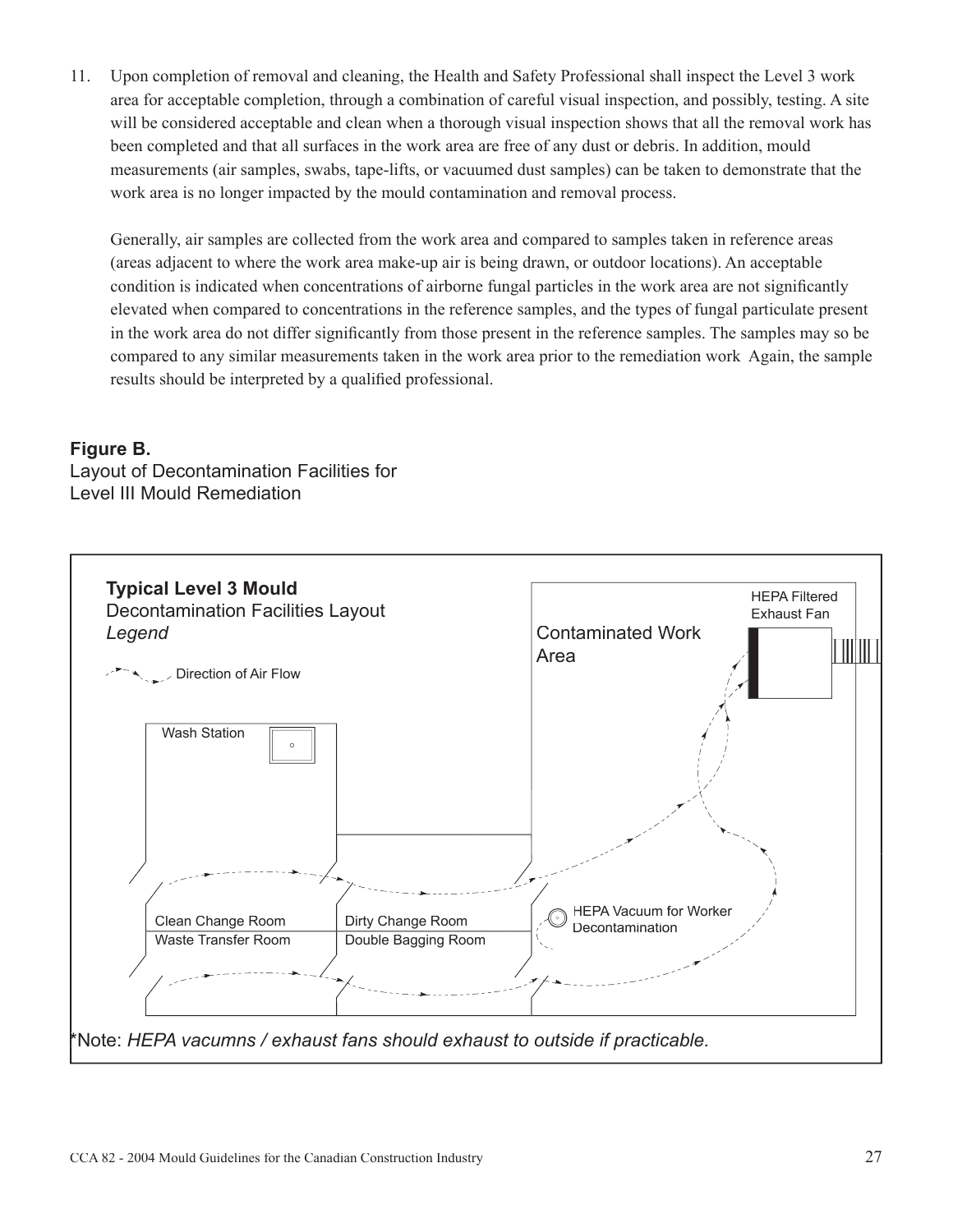11. Upon completion of removal and cleaning, the Health and Safety Professional shall inspect the Level 3 work area for acceptable completion, through a combination of careful visual inspection, and possibly, testing. A site will be considered acceptable and clean when a thorough visual inspection shows that all the removal work has been completed and that all surfaces in the work area are free of any dust or debris. In addition, mould measurements (air samples, swabs, tape-lifts, or vacuumed dust samples) can be taken to demonstrate that the work area is no longer impacted by the mould contamination and removal process.

    Generally, air samples are collected from the work area and compared to samples taken in reference areas (areas adjacent to where the work area make-up air is being drawn, or outdoor locations). An acceptable condition is indicated when concentrations of airborne fungal particles in the work area are not significantly elevated when compared to concentrations in the reference samples, and the types of fungal particulate present in the work area do not differ significantly from those present in the reference samples. The samples may so be compared to any similar measurements taken in the work area prior to the remediation work  Again, the sample results should be interpreted by a qualified professional.

**Figure B.**
Layout of Decontamination Facilities for Level III Mould Remediation

**Typical Level 3 Mould**
Decontamination Facilities Layout
*Legend*

Direction of Air Flow

Wash Station

Clean Change Room
Waste Transfer Room

Dirty Change Room
Double Bagging Room

Contaminated Work Area

HEPA Filtered Exhaust Fan

HEPA Vacuum for Worker Decontamination

*Note: *HEPA vacumns / exhaust fans should exhaust to outside if practicable.*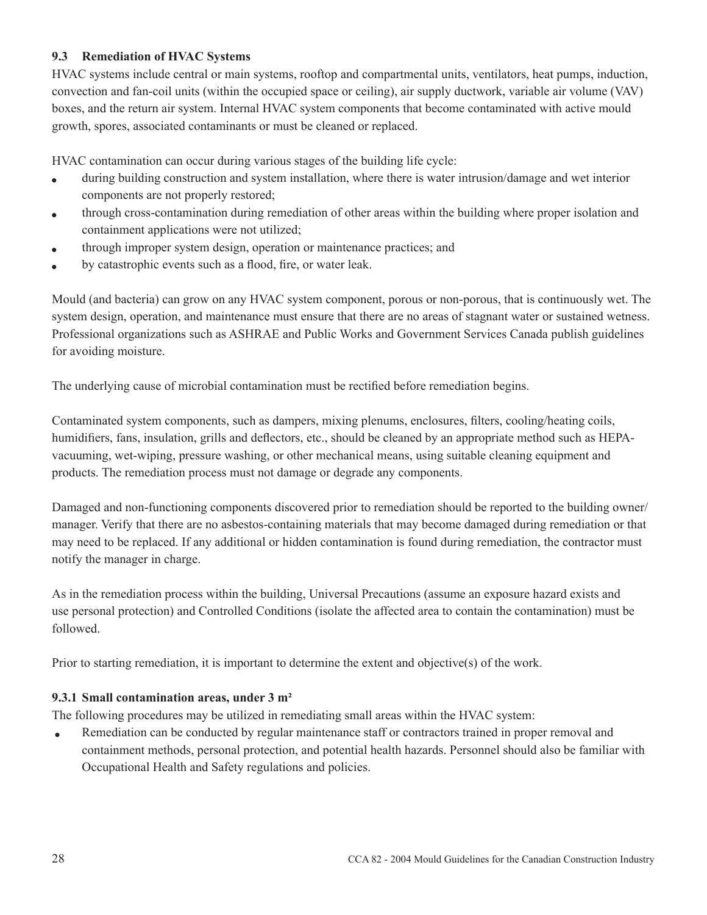### 9.3 Remediation of HVAC Systems

HVAC systems include central or main systems, rooftop and compartmental units, ventilators, heat pumps, induction, convection and fan-coil units (within the occupied space or ceiling), air supply ductwork, variable air volume (VAV) boxes, and the return air system. Internal HVAC system components that become contaminated with active mould growth, spores, associated contaminants or must be cleaned or replaced.

HVAC contamination can occur during various stages of the building life cycle:

- during building construction and system installation, where there is water intrusion/damage and wet interior components are not properly restored;
- through cross-contamination during remediation of other areas within the building where proper isolation and containment applications were not utilized;
- through improper system design, operation or maintenance practices; and
- by catastrophic events such as a flood, fire, or water leak.

Mould (and bacteria) can grow on any HVAC system component, porous or non-porous, that is continuously wet. The system design, operation, and maintenance must ensure that there are no areas of stagnant water or sustained wetness. Professional organizations such as ASHRAE and Public Works and Government Services Canada publish guidelines for avoiding moisture.

The underlying cause of microbial contamination must be rectified before remediation begins.

Contaminated system components, such as dampers, mixing plenums, enclosures, filters, cooling/heating coils, humidifiers, fans, insulation, grills and deflectors, etc., should be cleaned by an appropriate method such as HEPA-vacuuming, wet-wiping, pressure washing, or other mechanical means, using suitable cleaning equipment and products. The remediation process must not damage or degrade any components.

Damaged and non-functioning components discovered prior to remediation should be reported to the building owner/manager. Verify that there are no asbestos-containing materials that may become damaged during remediation or that may need to be replaced. If any additional or hidden contamination is found during remediation, the contractor must notify the manager in charge.

As in the remediation process within the building, Universal Precautions (assume an exposure hazard exists and use personal protection) and Controlled Conditions (isolate the affected area to contain the contamination) must be followed.

Prior to starting remediation, it is important to determine the extent and objective(s) of the work.

#### 9.3.1 Small contamination areas, under 3 m²

The following procedures may be utilized in remediating small areas within the HVAC system:

- Remediation can be conducted by regular maintenance staff or contractors trained in proper removal and containment methods, personal protection, and potential health hazards. Personnel should also be familiar with Occupational Health and Safety regulations and policies.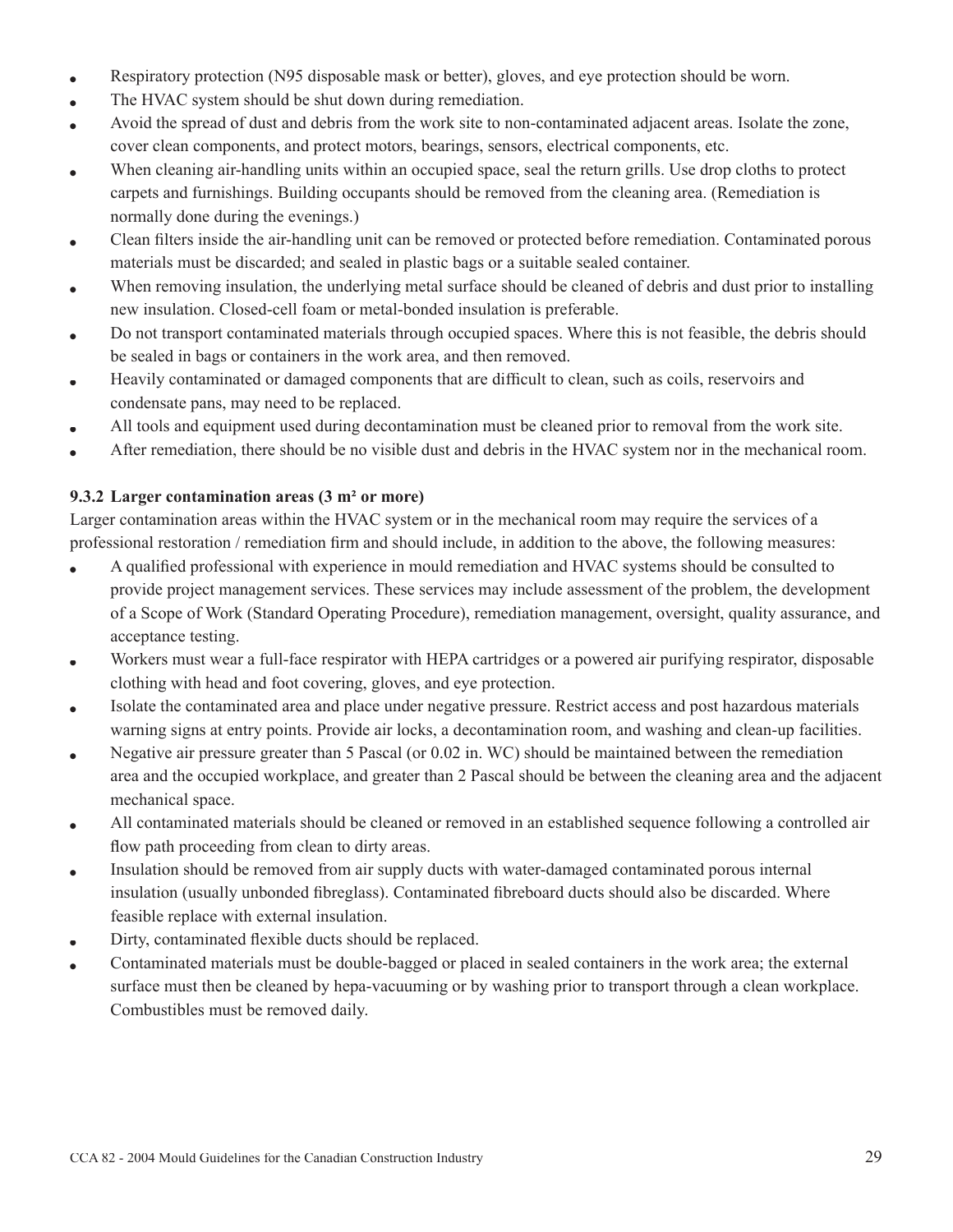- Respiratory protection (N95 disposable mask or better), gloves, and eye protection should be worn.
- The HVAC system should be shut down during remediation.
- Avoid the spread of dust and debris from the work site to non-contaminated adjacent areas. Isolate the zone, cover clean components, and protect motors, bearings, sensors, electrical components, etc.
- When cleaning air-handling units within an occupied space, seal the return grills. Use drop cloths to protect carpets and furnishings. Building occupants should be removed from the cleaning area. (Remediation is normally done during the evenings.)
- Clean filters inside the air-handling unit can be removed or protected before remediation. Contaminated porous materials must be discarded; and sealed in plastic bags or a suitable sealed container.
- When removing insulation, the underlying metal surface should be cleaned of debris and dust prior to installing new insulation. Closed-cell foam or metal-bonded insulation is preferable.
- Do not transport contaminated materials through occupied spaces. Where this is not feasible, the debris should be sealed in bags or containers in the work area, and then removed.
- Heavily contaminated or damaged components that are difficult to clean, such as coils, reservoirs and condensate pans, may need to be replaced.
- All tools and equipment used during decontamination must be cleaned prior to removal from the work site.
- After remediation, there should be no visible dust and debris in the HVAC system nor in the mechanical room.

### 9.3.2 Larger contamination areas (3 m² or more)

Larger contamination areas within the HVAC system or in the mechanical room may require the services of a professional restoration / remediation firm and should include, in addition to the above, the following measures:

- A qualified professional with experience in mould remediation and HVAC systems should be consulted to provide project management services. These services may include assessment of the problem, the development of a Scope of Work (Standard Operating Procedure), remediation management, oversight, quality assurance, and acceptance testing.
- Workers must wear a full-face respirator with HEPA cartridges or a powered air purifying respirator, disposable clothing with head and foot covering, gloves, and eye protection.
- Isolate the contaminated area and place under negative pressure. Restrict access and post hazardous materials warning signs at entry points. Provide air locks, a decontamination room, and washing and clean-up facilities.
- Negative air pressure greater than 5 Pascal (or 0.02 in. WC) should be maintained between the remediation area and the occupied workplace, and greater than 2 Pascal should be between the cleaning area and the adjacent mechanical space.
- All contaminated materials should be cleaned or removed in an established sequence following a controlled air flow path proceeding from clean to dirty areas.
- Insulation should be removed from air supply ducts with water-damaged contaminated porous internal insulation (usually unbonded fibreglass). Contaminated fibreboard ducts should also be discarded. Where feasible replace with external insulation.
- Dirty, contaminated flexible ducts should be replaced.
- Contaminated materials must be double-bagged or placed in sealed containers in the work area; the external surface must then be cleaned by hepa-vacuuming or by washing prior to transport through a clean workplace. Combustibles must be removed daily.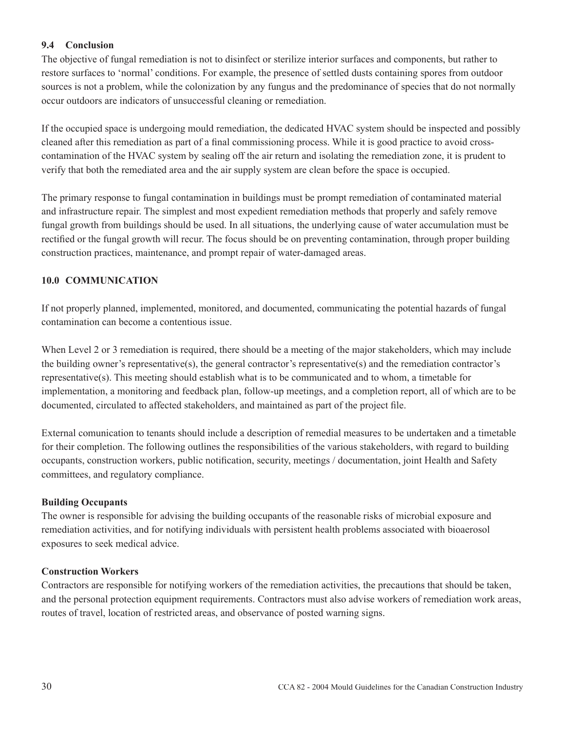### 9.4 Conclusion

The objective of fungal remediation is not to disinfect or sterilize interior surfaces and components, but rather to restore surfaces to 'normal' conditions. For example, the presence of settled dusts containing spores from outdoor sources is not a problem, while the colonization by any fungus and the predominance of species that do not normally occur outdoors are indicators of unsuccessful cleaning or remediation.

If the occupied space is undergoing mould remediation, the dedicated HVAC system should be inspected and possibly cleaned after this remediation as part of a final commissioning process. While it is good practice to avoid cross-contamination of the HVAC system by sealing off the air return and isolating the remediation zone, it is prudent to verify that both the remediated area and the air supply system are clean before the space is occupied.

The primary response to fungal contamination in buildings must be prompt remediation of contaminated material and infrastructure repair. The simplest and most expedient remediation methods that properly and safely remove fungal growth from buildings should be used. In all situations, the underlying cause of water accumulation must be rectified or the fungal growth will recur. The focus should be on preventing contamination, through proper building construction practices, maintenance, and prompt repair of water-damaged areas.

## 10.0 COMMUNICATION

If not properly planned, implemented, monitored, and documented, communicating the potential hazards of fungal contamination can become a contentious issue.

When Level 2 or 3 remediation is required, there should be a meeting of the major stakeholders, which may include the building owner's representative(s), the general contractor's representative(s) and the remediation contractor's representative(s). This meeting should establish what is to be communicated and to whom, a timetable for implementation, a monitoring and feedback plan, follow-up meetings, and a completion report, all of which are to be documented, circulated to affected stakeholders, and maintained as part of the project file.

External comunication to tenants should include a description of remedial measures to be undertaken and a timetable for their completion. The following outlines the responsibilities of the various stakeholders, with regard to building occupants, construction workers, public notification, security, meetings / documentation, joint Health and Safety committees, and regulatory compliance.

**Building Occupants**

The owner is responsible for advising the building occupants of the reasonable risks of microbial exposure and remediation activities, and for notifying individuals with persistent health problems associated with bioaerosol exposures to seek medical advice.

**Construction Workers**

Contractors are responsible for notifying workers of the remediation activities, the precautions that should be taken, and the personal protection equipment requirements. Contractors must also advise workers of remediation work areas, routes of travel, location of restricted areas, and observance of posted warning signs.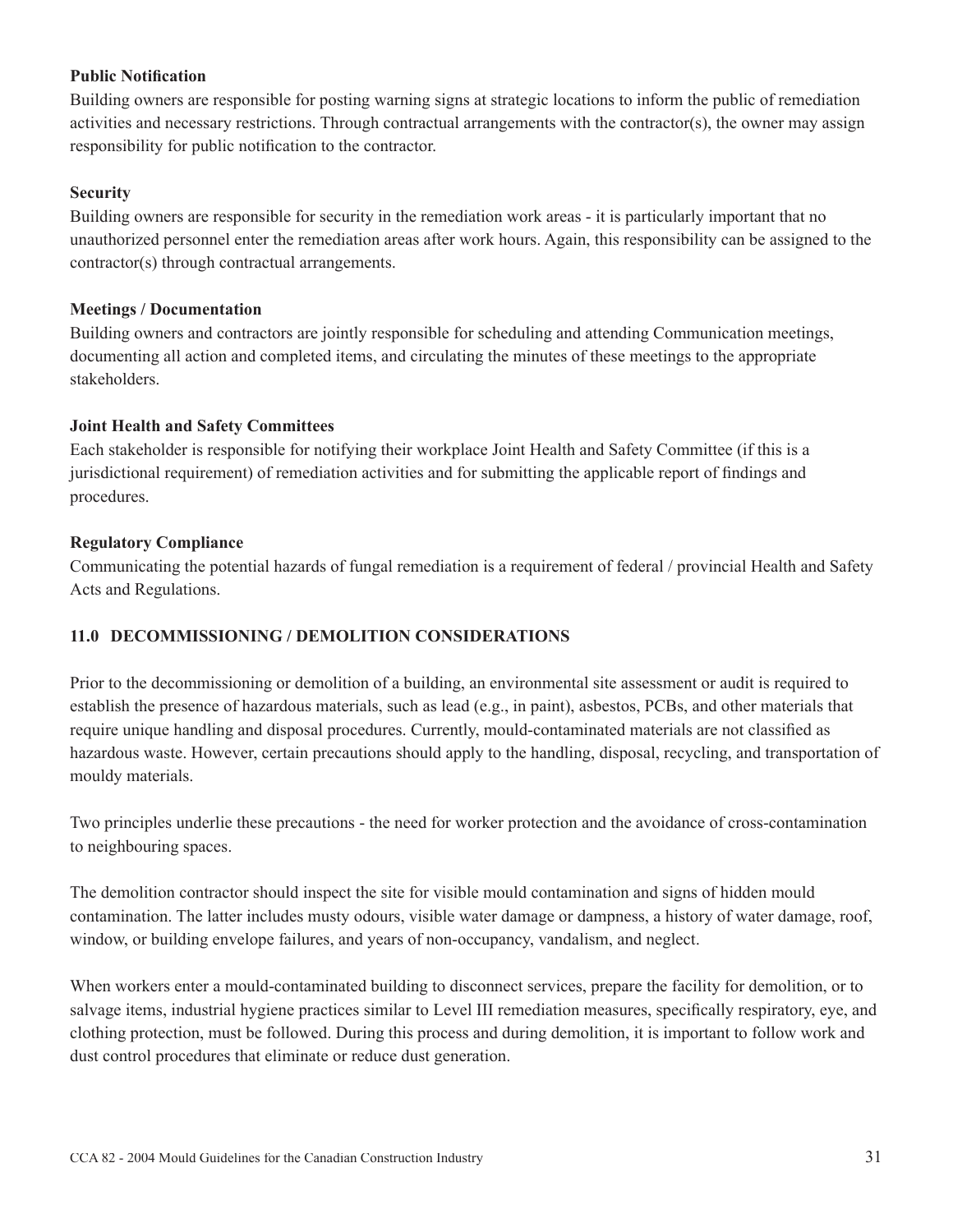**Public Notification**

Building owners are responsible for posting warning signs at strategic locations to inform the public of remediation activities and necessary restrictions. Through contractual arrangements with the contractor(s), the owner may assign responsibility for public notification to the contractor.

**Security**

Building owners are responsible for security in the remediation work areas - it is particularly important that no unauthorized personnel enter the remediation areas after work hours. Again, this responsibility can be assigned to the contractor(s) through contractual arrangements.

**Meetings / Documentation**

Building owners and contractors are jointly responsible for scheduling and attending Communication meetings, documenting all action and completed items, and circulating the minutes of these meetings to the appropriate stakeholders.

**Joint Health and Safety Committees**

Each stakeholder is responsible for notifying their workplace Joint Health and Safety Committee (if this is a jurisdictional requirement) of remediation activities and for submitting the applicable report of findings and procedures.

**Regulatory Compliance**

Communicating the potential hazards of fungal remediation is a requirement of federal / provincial Health and Safety Acts and Regulations.

## 11.0 DECOMMISSIONING / DEMOLITION CONSIDERATIONS

Prior to the decommissioning or demolition of a building, an environmental site assessment or audit is required to establish the presence of hazardous materials, such as lead (e.g., in paint), asbestos, PCBs, and other materials that require unique handling and disposal procedures. Currently, mould-contaminated materials are not classified as hazardous waste. However, certain precautions should apply to the handling, disposal, recycling, and transportation of mouldy materials.

Two principles underlie these precautions - the need for worker protection and the avoidance of cross-contamination to neighbouring spaces.

The demolition contractor should inspect the site for visible mould contamination and signs of hidden mould contamination. The latter includes musty odours, visible water damage or dampness, a history of water damage, roof, window, or building envelope failures, and years of non-occupancy, vandalism, and neglect.

When workers enter a mould-contaminated building to disconnect services, prepare the facility for demolition, or to salvage items, industrial hygiene practices similar to Level III remediation measures, specifically respiratory, eye, and clothing protection, must be followed. During this process and during demolition, it is important to follow work and dust control procedures that eliminate or reduce dust generation.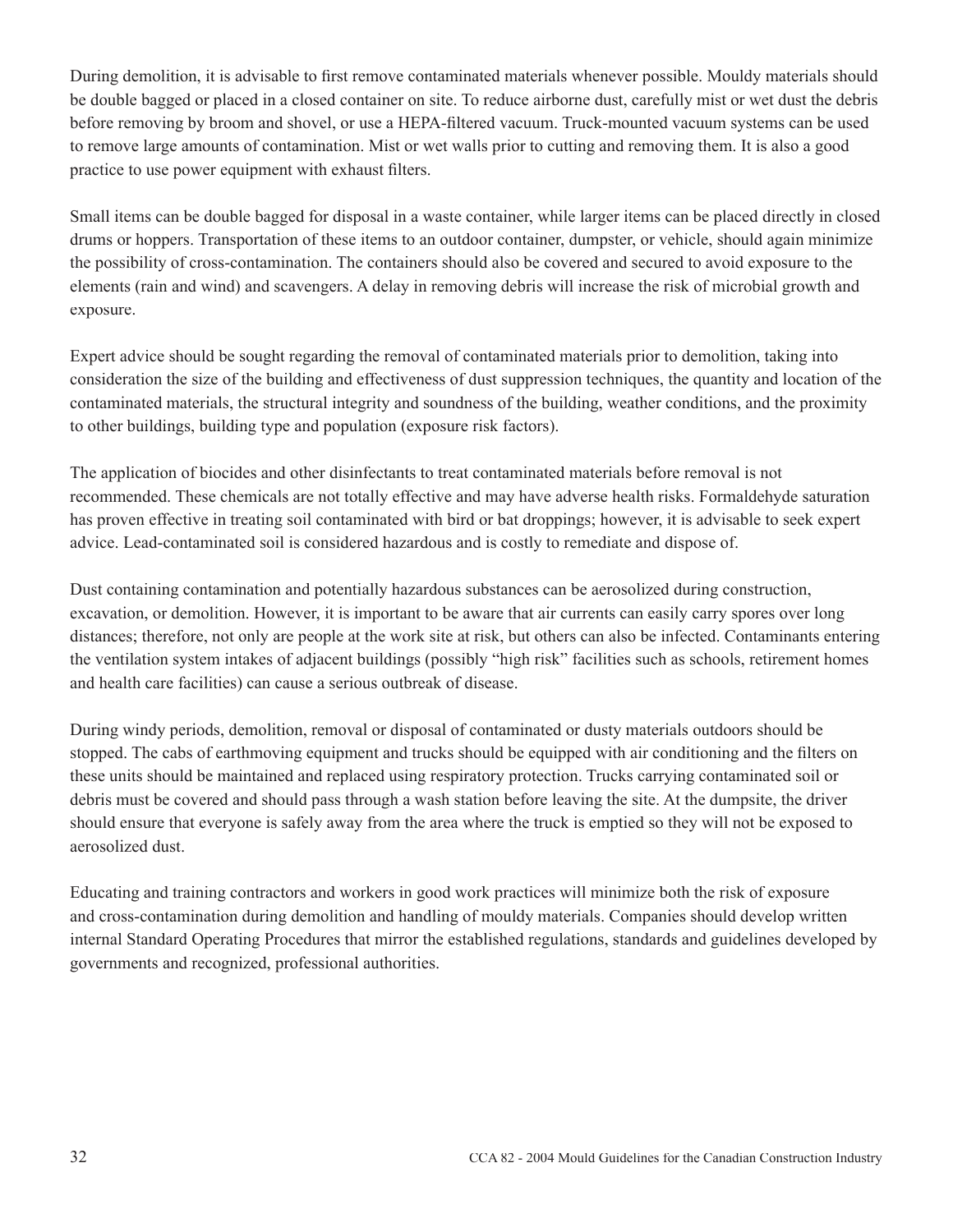During demolition, it is advisable to first remove contaminated materials whenever possible. Mouldy materials should be double bagged or placed in a closed container on site. To reduce airborne dust, carefully mist or wet dust the debris before removing by broom and shovel, or use a HEPA-filtered vacuum. Truck-mounted vacuum systems can be used to remove large amounts of contamination. Mist or wet walls prior to cutting and removing them. It is also a good practice to use power equipment with exhaust filters.

Small items can be double bagged for disposal in a waste container, while larger items can be placed directly in closed drums or hoppers. Transportation of these items to an outdoor container, dumpster, or vehicle, should again minimize the possibility of cross-contamination. The containers should also be covered and secured to avoid exposure to the elements (rain and wind) and scavengers. A delay in removing debris will increase the risk of microbial growth and exposure.

Expert advice should be sought regarding the removal of contaminated materials prior to demolition, taking into consideration the size of the building and effectiveness of dust suppression techniques, the quantity and location of the contaminated materials, the structural integrity and soundness of the building, weather conditions, and the proximity to other buildings, building type and population (exposure risk factors).

The application of biocides and other disinfectants to treat contaminated materials before removal is not recommended. These chemicals are not totally effective and may have adverse health risks. Formaldehyde saturation has proven effective in treating soil contaminated with bird or bat droppings; however, it is advisable to seek expert advice. Lead-contaminated soil is considered hazardous and is costly to remediate and dispose of.

Dust containing contamination and potentially hazardous substances can be aerosolized during construction, excavation, or demolition. However, it is important to be aware that air currents can easily carry spores over long distances; therefore, not only are people at the work site at risk, but others can also be infected. Contaminants entering the ventilation system intakes of adjacent buildings (possibly "high risk" facilities such as schools, retirement homes and health care facilities) can cause a serious outbreak of disease.

During windy periods, demolition, removal or disposal of contaminated or dusty materials outdoors should be stopped. The cabs of earthmoving equipment and trucks should be equipped with air conditioning and the filters on these units should be maintained and replaced using respiratory protection. Trucks carrying contaminated soil or debris must be covered and should pass through a wash station before leaving the site. At the dumpsite, the driver should ensure that everyone is safely away from the area where the truck is emptied so they will not be exposed to aerosolized dust.

Educating and training contractors and workers in good work practices will minimize both the risk of exposure and cross-contamination during demolition and handling of mouldy materials. Companies should develop written internal Standard Operating Procedures that mirror the established regulations, standards and guidelines developed by governments and recognized, professional authorities.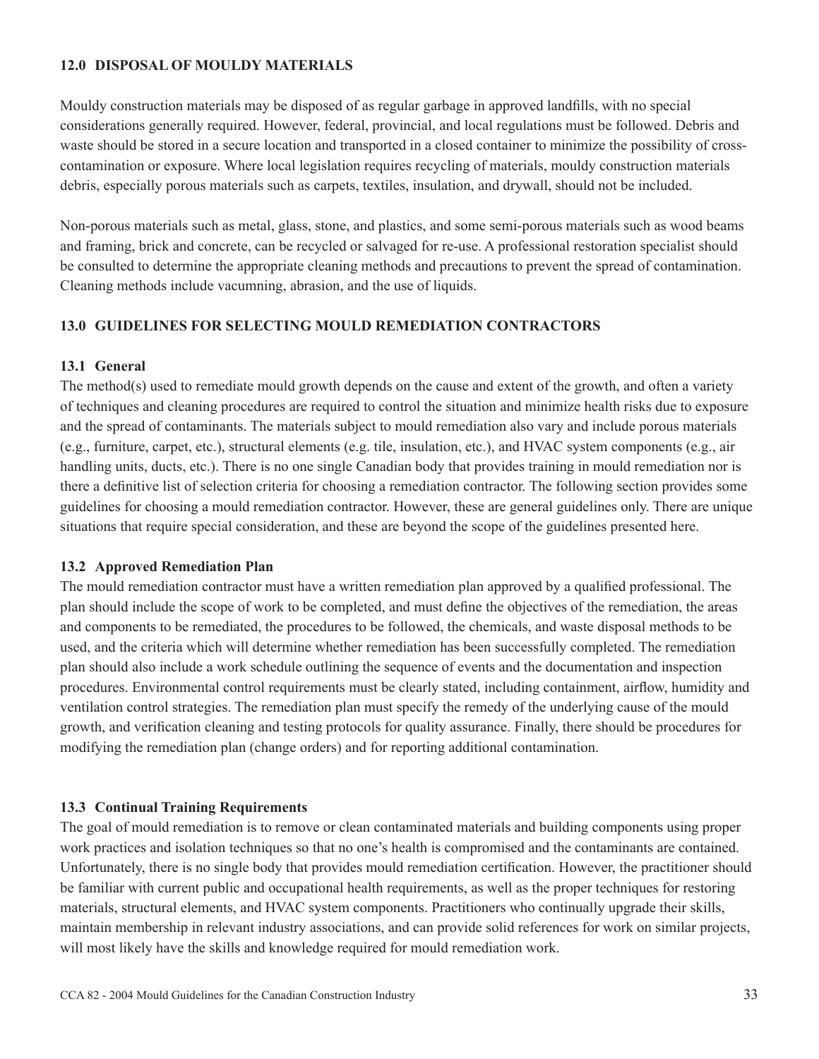## 12.0 DISPOSAL OF MOULDY MATERIALS

Mouldy construction materials may be disposed of as regular garbage in approved landfills, with no special considerations generally required. However, federal, provincial, and local regulations must be followed. Debris and waste should be stored in a secure location and transported in a closed container to minimize the possibility of cross-contamination or exposure. Where local legislation requires recycling of materials, mouldy construction materials debris, especially porous materials such as carpets, textiles, insulation, and drywall, should not be included.

Non-porous materials such as metal, glass, stone, and plastics, and some semi-porous materials such as wood beams and framing, brick and concrete, can be recycled or salvaged for re-use. A professional restoration specialist should be consulted to determine the appropriate cleaning methods and precautions to prevent the spread of contamination. Cleaning methods include vacumning, abrasion, and the use of liquids.

## 13.0 GUIDELINES FOR SELECTING MOULD REMEDIATION CONTRACTORS

### 13.1 General

The method(s) used to remediate mould growth depends on the cause and extent of the growth, and often a variety of techniques and cleaning procedures are required to control the situation and minimize health risks due to exposure and the spread of contaminants. The materials subject to mould remediation also vary and include porous materials (e.g., furniture, carpet, etc.), structural elements (e.g. tile, insulation, etc.), and HVAC system components (e.g., air handling units, ducts, etc.). There is no one single Canadian body that provides training in mould remediation nor is there a definitive list of selection criteria for choosing a remediation contractor. The following section provides some guidelines for choosing a mould remediation contractor. However, these are general guidelines only. There are unique situations that require special consideration, and these are beyond the scope of the guidelines presented here.

### 13.2 Approved Remediation Plan

The mould remediation contractor must have a written remediation plan approved by a qualified professional. The plan should include the scope of work to be completed, and must define the objectives of the remediation, the areas and components to be remediated, the procedures to be followed, the chemicals, and waste disposal methods to be used, and the criteria which will determine whether remediation has been successfully completed. The remediation plan should also include a work schedule outlining the sequence of events and the documentation and inspection procedures. Environmental control requirements must be clearly stated, including containment, airflow, humidity and ventilation control strategies. The remediation plan must specify the remedy of the underlying cause of the mould growth, and verification cleaning and testing protocols for quality assurance. Finally, there should be procedures for modifying the remediation plan (change orders) and for reporting additional contamination.

### 13.3 Continual Training Requirements

The goal of mould remediation is to remove or clean contaminated materials and building components using proper work practices and isolation techniques so that no one's health is compromised and the contaminants are contained. Unfortunately, there is no single body that provides mould remediation certification. However, the practitioner should be familiar with current public and occupational health requirements, as well as the proper techniques for restoring materials, structural elements, and HVAC system components. Practitioners who continually upgrade their skills, maintain membership in relevant industry associations, and can provide solid references for work on similar projects, will most likely have the skills and knowledge required for mould remediation work.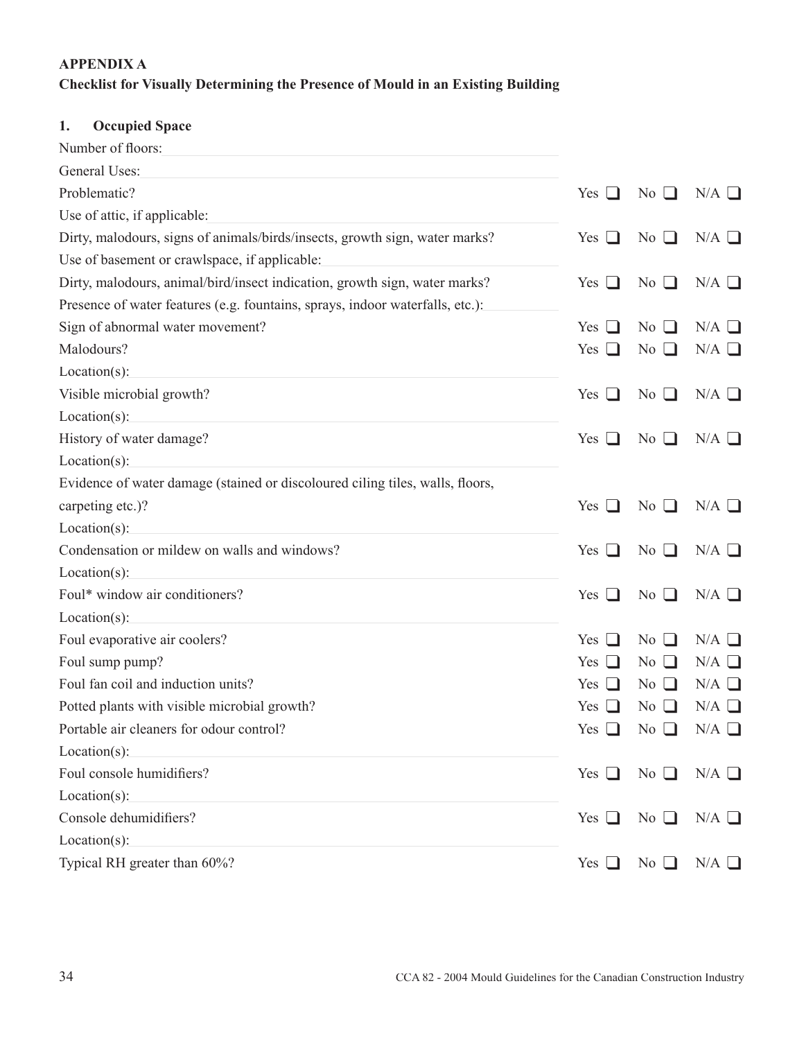## APPENDIX A

### Checklist for Visually Determining the Presence of Mould in an Existing Building

### 1. Occupied Space

Number of floors: \_\_\_\_\_\_\_\_\_\_\_\_\_\_\_\_\_\_\_\_

General Uses: \_\_\_\_\_\_\_\_\_\_\_\_\_\_\_\_\_\_\_\_

| Item | Yes | No | N/A |
|---|---|---|---|
| Problematic? | ❑ | ❑ | ❑ |
| Use of attic, if applicable: \_\_\_\_\_\_\_\_\_\_ | | | |
| Dirty, malodours, signs of animals/birds/insects, growth sign, water marks? | ❑ | ❑ | ❑ |
| Use of basement or crawlspace, if applicable: \_\_\_\_\_\_\_\_\_\_ | | | |
| Dirty, malodours, animal/bird/insect indication, growth sign, water marks? | ❑ | ❑ | ❑ |
| Presence of water features (e.g. fountains, sprays, indoor waterfalls, etc.): \_\_\_\_\_\_\_\_\_\_ | | | |
| Sign of abnormal water movement? | ❑ | ❑ | ❑ |
| Malodours? | ❑ | ❑ | ❑ |
| Location(s): \_\_\_\_\_\_\_\_\_\_ | | | |
| Visible microbial growth? | ❑ | ❑ | ❑ |
| Location(s): \_\_\_\_\_\_\_\_\_\_ | | | |
| History of water damage? | ❑ | ❑ | ❑ |
| Location(s): \_\_\_\_\_\_\_\_\_\_ | | | |
| Evidence of water damage (stained or discoloured ciling tiles, walls, floors, carpeting etc.)? | ❑ | ❑ | ❑ |
| Location(s): \_\_\_\_\_\_\_\_\_\_ | | | |
| Condensation or mildew on walls and windows? | ❑ | ❑ | ❑ |
| Location(s): \_\_\_\_\_\_\_\_\_\_ | | | |
| Foul* window air conditioners? | ❑ | ❑ | ❑ |
| Location(s): \_\_\_\_\_\_\_\_\_\_ | | | |
| Foul evaporative air coolers? | ❑ | ❑ | ❑ |
| Foul sump pump? | ❑ | ❑ | ❑ |
| Foul fan coil and induction units? | ❑ | ❑ | ❑ |
| Potted plants with visible microbial growth? | ❑ | ❑ | ❑ |
| Portable air cleaners for odour control? | ❑ | ❑ | ❑ |
| Location(s): \_\_\_\_\_\_\_\_\_\_ | | | |
| Foul console humidifiers? | ❑ | ❑ | ❑ |
| Location(s): \_\_\_\_\_\_\_\_\_\_ | | | |
| Console dehumidifiers? | ❑ | ❑ | ❑ |
| Location(s): \_\_\_\_\_\_\_\_\_\_ | | | |
| Typical RH greater than 60%? | ❑ | ❑ | ❑ |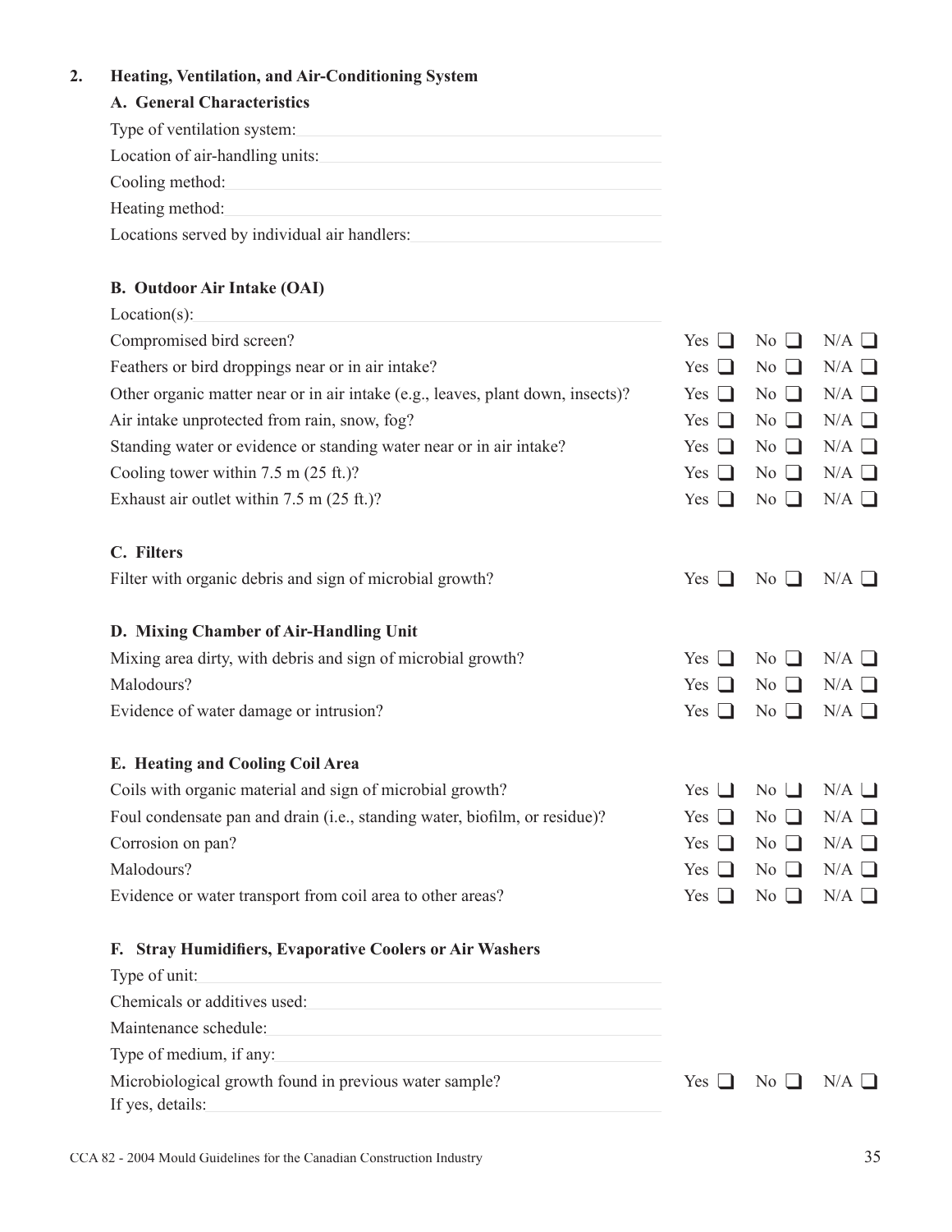## 2. Heating, Ventilation, and Air-Conditioning System

### A. General Characteristics

Type of ventilation system: \_\_\_\_\_\_\_\_\_\_\_\_\_\_\_\_

Location of air-handling units: \_\_\_\_\_\_\_\_\_\_\_\_\_\_\_\_

Cooling method: \_\_\_\_\_\_\_\_\_\_\_\_\_\_\_\_

Heating method: \_\_\_\_\_\_\_\_\_\_\_\_\_\_\_\_

Locations served by individual air handlers: \_\_\_\_\_\_\_\_\_\_\_\_\_\_\_\_

### B. Outdoor Air Intake (OAI)

Location(s): \_\_\_\_\_\_\_\_\_\_\_\_\_\_\_\_

| | | | |
|---|---|---|---|
| Compromised bird screen? | Yes ❑ | No ❑ | N/A ❑ |
| Feathers or bird droppings near or in air intake? | Yes ❑ | No ❑ | N/A ❑ |
| Other organic matter near or in air intake (e.g., leaves, plant down, insects)? | Yes ❑ | No ❑ | N/A ❑ |
| Air intake unprotected from rain, snow, fog? | Yes ❑ | No ❑ | N/A ❑ |
| Standing water or evidence or standing water near or in air intake? | Yes ❑ | No ❑ | N/A ❑ |
| Cooling tower within 7.5 m (25 ft.)? | Yes ❑ | No ❑ | N/A ❑ |
| Exhaust air outlet within 7.5 m (25 ft.)? | Yes ❑ | No ❑ | N/A ❑ |

### C. Filters

| | | | |
|---|---|---|---|
| Filter with organic debris and sign of microbial growth? | Yes ❑ | No ❑ | N/A ❑ |

### D. Mixing Chamber of Air-Handling Unit

| | | | |
|---|---|---|---|
| Mixing area dirty, with debris and sign of microbial growth? | Yes ❑ | No ❑ | N/A ❑ |
| Malodours? | Yes ❑ | No ❑ | N/A ❑ |
| Evidence of water damage or intrusion? | Yes ❑ | No ❑ | N/A ❑ |

### E. Heating and Cooling Coil Area

| | | | |
|---|---|---|---|
| Coils with organic material and sign of microbial growth? | Yes ❑ | No ❑ | N/A ❑ |
| Foul condensate pan and drain (i.e., standing water, biofilm, or residue)? | Yes ❑ | No ❑ | N/A ❑ |
| Corrosion on pan? | Yes ❑ | No ❑ | N/A ❑ |
| Malodours? | Yes ❑ | No ❑ | N/A ❑ |
| Evidence or water transport from coil area to other areas? | Yes ❑ | No ❑ | N/A ❑ |

### F. Stray Humidifiers, Evaporative Coolers or Air Washers

Type of unit: \_\_\_\_\_\_\_\_\_\_\_\_\_\_\_\_

Chemicals or additives used: \_\_\_\_\_\_\_\_\_\_\_\_\_\_\_\_

Maintenance schedule: \_\_\_\_\_\_\_\_\_\_\_\_\_\_\_\_

Type of medium, if any: \_\_\_\_\_\_\_\_\_\_\_\_\_\_\_\_

| | | | |
|---|---|---|---|
| Microbiological growth found in previous water sample? | Yes ❑ | No ❑ | N/A ❑ |

If yes, details: \_\_\_\_\_\_\_\_\_\_\_\_\_\_\_\_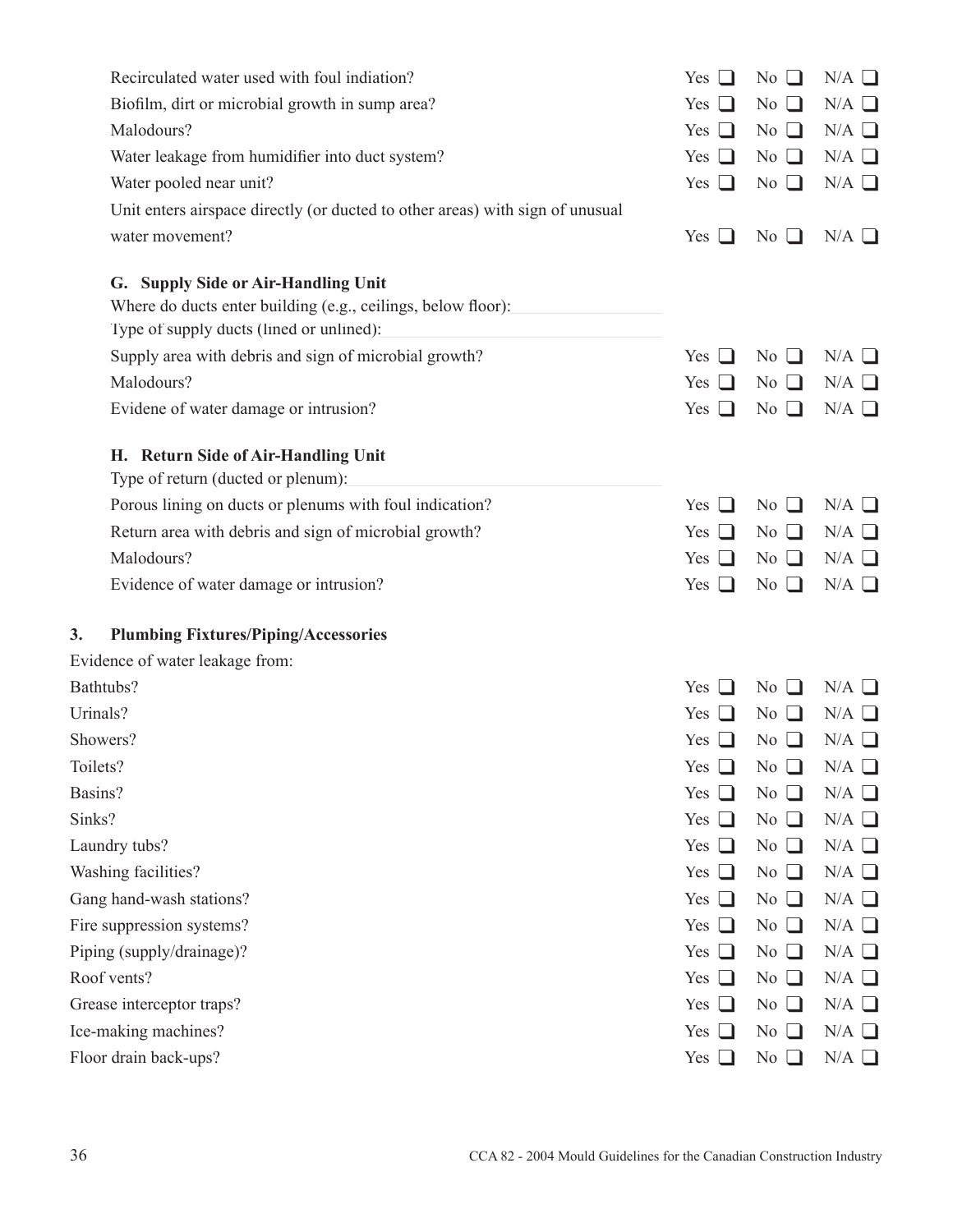Recirculated water used with foul indiation? Yes ❑ No ❑ N/A ❑

Biofilm, dirt or microbial growth in sump area? Yes ❑ No ❑ N/A ❑

Malodours? Yes ❑ No ❑ N/A ❑

Water leakage from humidifier into duct system? Yes ❑ No ❑ N/A ❑

Water pooled near unit? Yes ❑ No ❑ N/A ❑

Unit enters airspace directly (or ducted to other areas) with sign of unusual water movement? Yes ❑ No ❑ N/A ❑

### G. Supply Side or Air-Handling Unit

Where do ducts enter building (e.g., ceilings, below floor): ______________________

Type of supply ducts (lined or unlined): ______________________

Supply area with debris and sign of microbial growth? Yes ❑ No ❑ N/A ❑

Malodours? Yes ❑ No ❑ N/A ❑

Evidene of water damage or intrusion? Yes ❑ No ❑ N/A ❑

### H. Return Side of Air-Handling Unit

Type of return (ducted or plenum): ______________________

Porous lining on ducts or plenums with foul indication? Yes ❑ No ❑ N/A ❑

Return area with debris and sign of microbial growth? Yes ❑ No ❑ N/A ❑

Malodours? Yes ❑ No ❑ N/A ❑

Evidence of water damage or intrusion? Yes ❑ No ❑ N/A ❑

## 3. Plumbing Fixtures/Piping/Accessories

Evidence of water leakage from:

Bathtubs? Yes ❑ No ❑ N/A ❑

Urinals? Yes ❑ No ❑ N/A ❑

Showers? Yes ❑ No ❑ N/A ❑

Toilets? Yes ❑ No ❑ N/A ❑

Basins? Yes ❑ No ❑ N/A ❑

Sinks? Yes ❑ No ❑ N/A ❑

Laundry tubs? Yes ❑ No ❑ N/A ❑

Washing facilities? Yes ❑ No ❑ N/A ❑

Gang hand-wash stations? Yes ❑ No ❑ N/A ❑

Fire suppression systems? Yes ❑ No ❑ N/A ❑

Piping (supply/drainage)? Yes ❑ No ❑ N/A ❑

Roof vents? Yes ❑ No ❑ N/A ❑

Grease interceptor traps? Yes ❑ No ❑ N/A ❑

Ice-making machines? Yes ❑ No ❑ N/A ❑

Floor drain back-ups? Yes ❑ No ❑ N/A ❑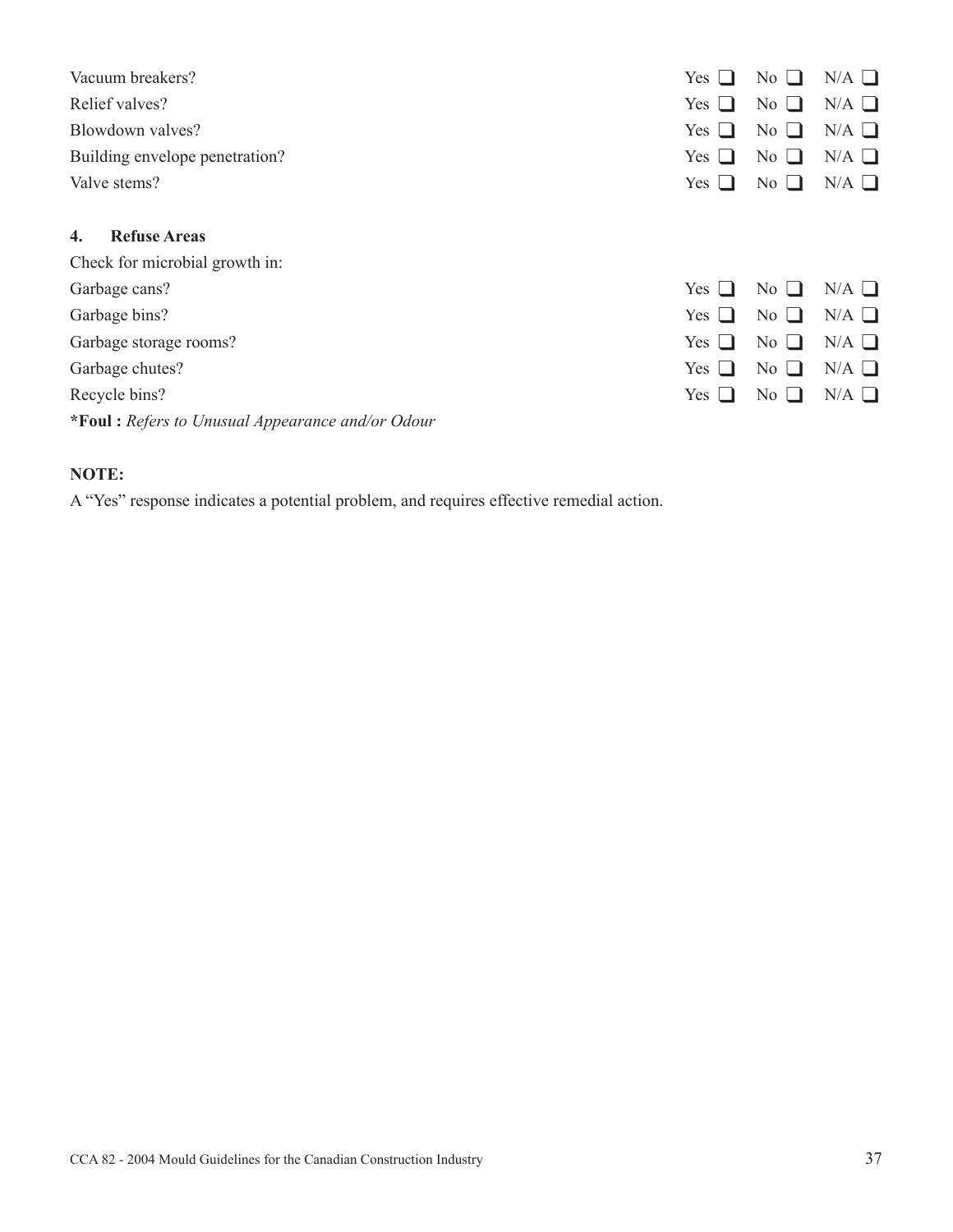| | | | |
|---|---|---|---|
| Vacuum breakers? | Yes ❑ | No ❑ | N/A ❑ |
| Relief valves? | Yes ❑ | No ❑ | N/A ❑ |
| Blowdown valves? | Yes ❑ | No ❑ | N/A ❑ |
| Building envelope penetration? | Yes ❑ | No ❑ | N/A ❑ |
| Valve stems? | Yes ❑ | No ❑ | N/A ❑ |

**4. Refuse Areas**

Check for microbial growth in:

| | | | |
|---|---|---|---|
| Garbage cans? | Yes ❑ | No ❑ | N/A ❑ |
| Garbage bins? | Yes ❑ | No ❑ | N/A ❑ |
| Garbage storage rooms? | Yes ❑ | No ❑ | N/A ❑ |
| Garbage chutes? | Yes ❑ | No ❑ | N/A ❑ |
| Recycle bins? | Yes ❑ | No ❑ | N/A ❑ |

***Foul :** *Refers to Unusual Appearance and/or Odour*

**NOTE:**

A "Yes" response indicates a potential problem, and requires effective remedial action.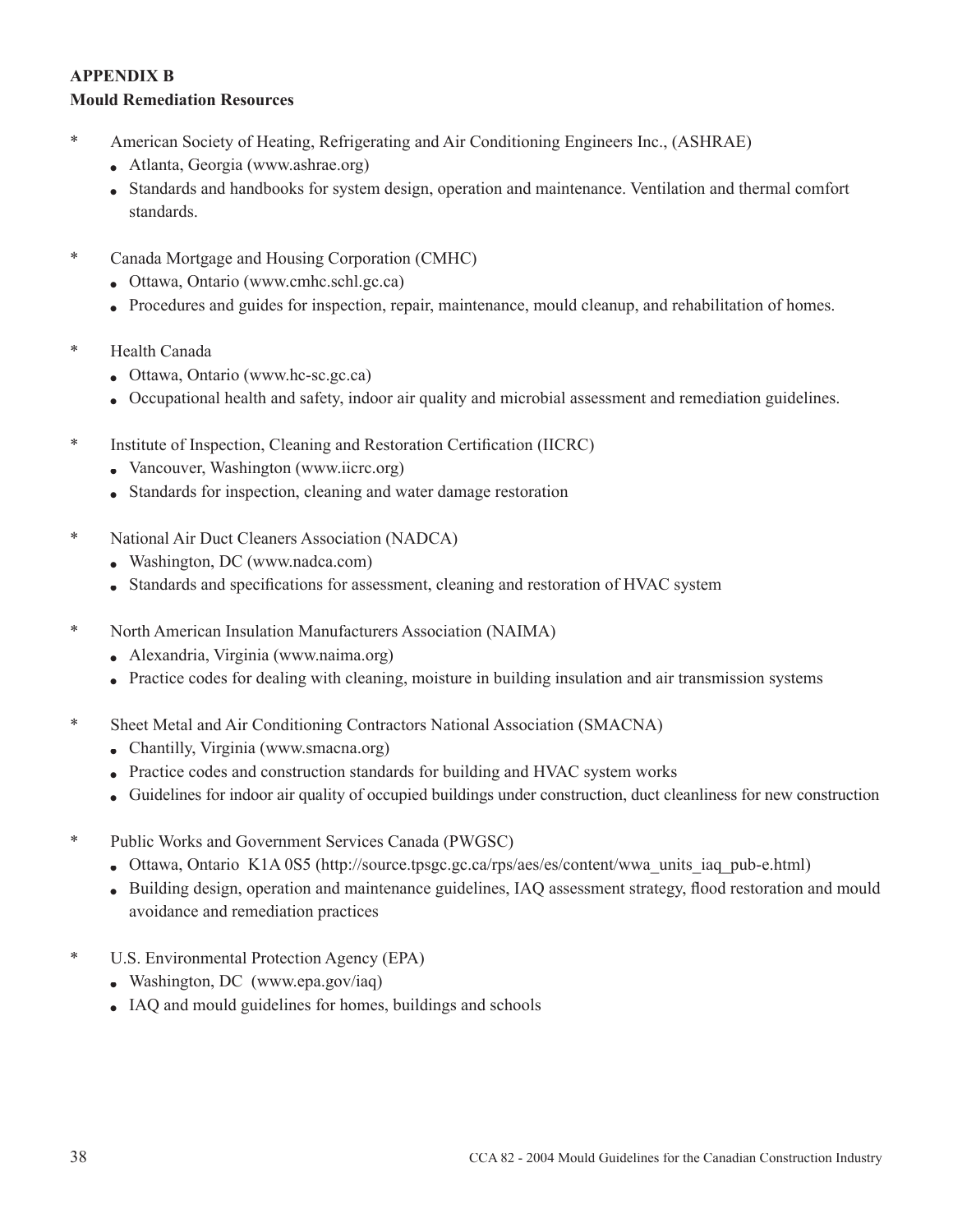**APPENDIX B**

**Mould Remediation Resources**

* American Society of Heating, Refrigerating and Air Conditioning Engineers Inc., (ASHRAE)
    - Atlanta, Georgia (www.ashrae.org)
    - Standards and handbooks for system design, operation and maintenance. Ventilation and thermal comfort standards.

* Canada Mortgage and Housing Corporation (CMHC)
    - Ottawa, Ontario (www.cmhc.schl.gc.ca)
    - Procedures and guides for inspection, repair, maintenance, mould cleanup, and rehabilitation of homes.

* Health Canada
    - Ottawa, Ontario (www.hc-sc.gc.ca)
    - Occupational health and safety, indoor air quality and microbial assessment and remediation guidelines.

* Institute of Inspection, Cleaning and Restoration Certification (IICRC)
    - Vancouver, Washington (www.iicrc.org)
    - Standards for inspection, cleaning and water damage restoration

* National Air Duct Cleaners Association (NADCA)
    - Washington, DC (www.nadca.com)
    - Standards and specifications for assessment, cleaning and restoration of HVAC system

* North American Insulation Manufacturers Association (NAIMA)
    - Alexandria, Virginia (www.naima.org)
    - Practice codes for dealing with cleaning, moisture in building insulation and air transmission systems

* Sheet Metal and Air Conditioning Contractors National Association (SMACNA)
    - Chantilly, Virginia (www.smacna.org)
    - Practice codes and construction standards for building and HVAC system works
    - Guidelines for indoor air quality of occupied buildings under construction, duct cleanliness for new construction

* Public Works and Government Services Canada (PWGSC)
    - Ottawa, Ontario K1A 0S5 (http://source.tpsgc.gc.ca/rps/aes/es/content/wwa_units_iaq_pub-e.html)
    - Building design, operation and maintenance guidelines, IAQ assessment strategy, flood restoration and mould avoidance and remediation practices

* U.S. Environmental Protection Agency (EPA)
    - Washington, DC (www.epa.gov/iaq)
    - IAQ and mould guidelines for homes, buildings and schools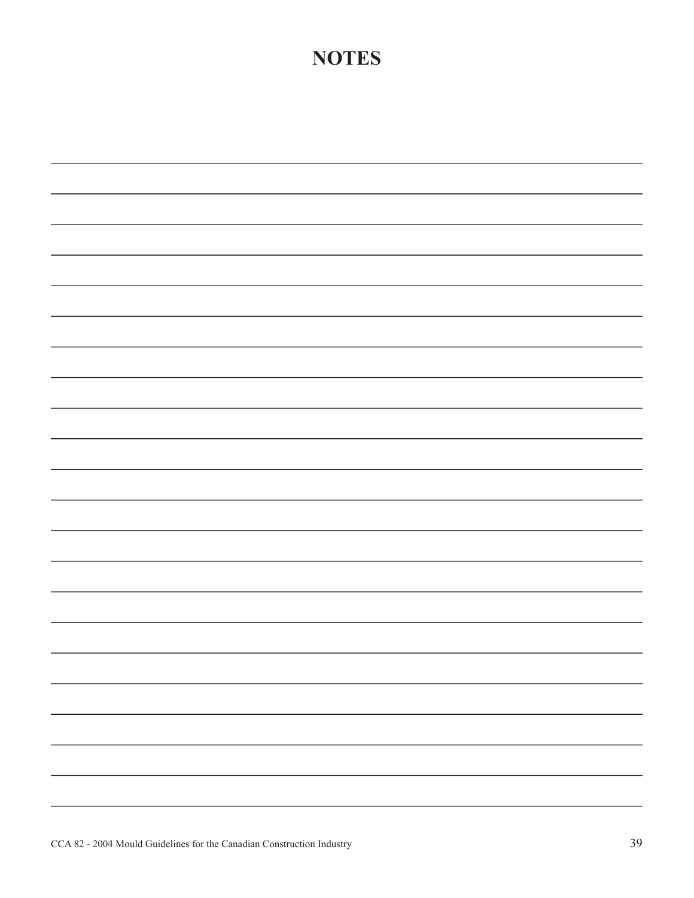# NOTES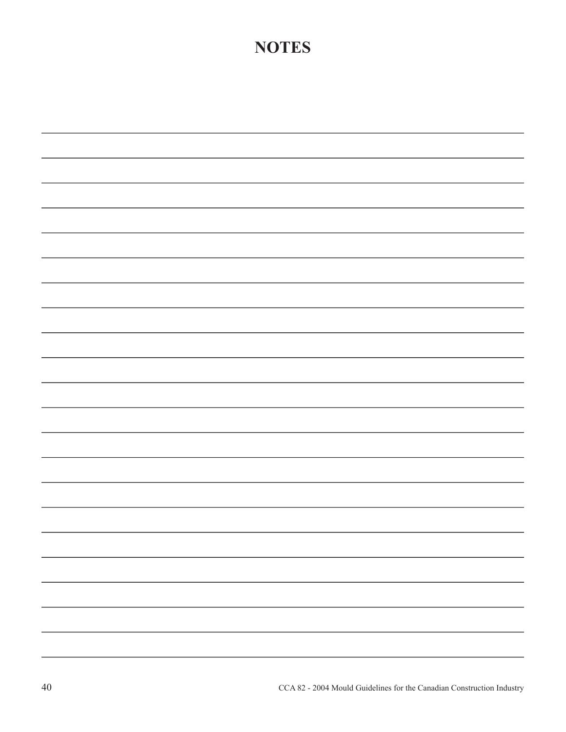# NOTES